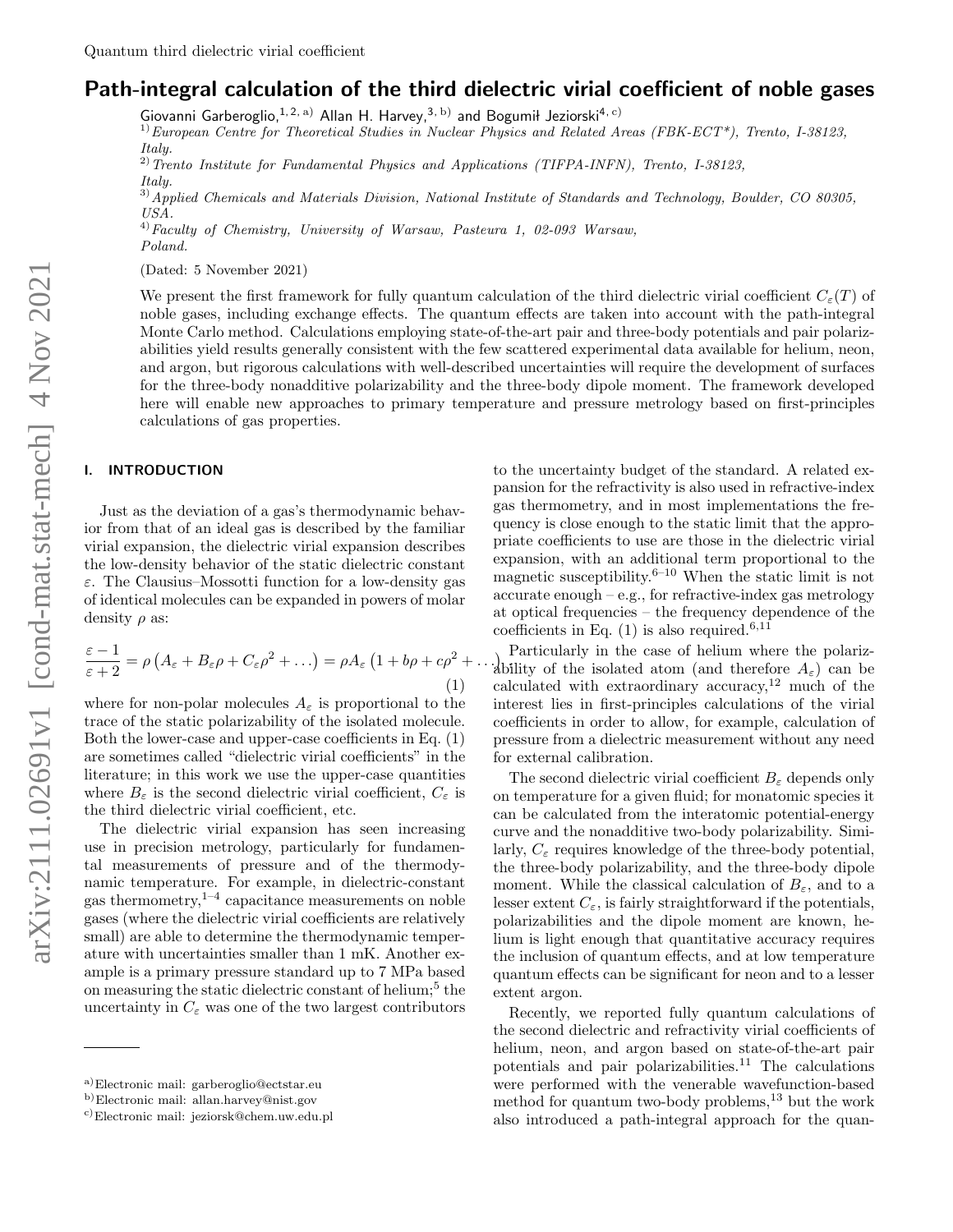# Path-integral calculation of the third dielectric virial coefficient of noble gases

Giovanni Garberoglio,[1,2,a)] Allan H. Harvey,[3,b)] and Bogumił Jeziorski[4,c)]

[1)] *European Centre for Theoretical Studies in Nuclear Physics and Related Areas (FBK-ECT\*), Trento, I-38123, Italy.*

[2)] *Trento Institute for Fundamental Physics and Applications (TIFPA-INFN), Trento, I-38123, Italy.*

[3)] *Applied Chemicals and Materials Division, National Institute of Standards and Technology, Boulder, CO 80305, USA.*

[4)] *Faculty of Chemistry, University of Warsaw, Pasteura 1, 02-093 Warsaw, Poland.*

(Dated: 5 November 2021)

We present the first framework for fully quantum calculation of the third dielectric virial coefficient $C_\varepsilon(T)$ of noble gases, including exchange effects. The quantum effects are taken into account with the path-integral Monte Carlo method. Calculations employing state-of-the-art pair and three-body potentials and pair polarizabilities yield results generally consistent with the few scattered experimental data available for helium, neon, and argon, but rigorous calculations with well-described uncertainties will require the development of surfaces for the three-body nonadditive polarizability and the three-body dipole moment. The framework developed here will enable new approaches to primary temperature and pressure metrology based on first-principles calculations of gas properties.

## I. INTRODUCTION

Just as the deviation of a gas's thermodynamic behavior from that of an ideal gas is described by the familiar virial expansion, the dielectric virial expansion describes the low-density behavior of the static dielectric constant $\varepsilon$. The Clausius–Mossotti function for a low-density gas of identical molecules can be expanded in powers of molar density $\rho$ as:

$$\frac{\varepsilon - 1}{\varepsilon + 2} = \rho \left( A_\varepsilon + B_\varepsilon \rho + C_\varepsilon \rho^2 + \ldots \right) = \rho A_\varepsilon \left( 1 + b\rho + c\rho^2 + \ldots \right) \tag{1}$$

where for non-polar molecules $A_\varepsilon$ is proportional to the trace of the static polarizability of the isolated molecule. Both the lower-case and upper-case coefficients in Eq. (1) are sometimes called "dielectric virial coefficients" in the literature; in this work we use the upper-case quantities where $B_\varepsilon$ is the second dielectric virial coefficient, $C_\varepsilon$ is the third dielectric virial coefficient, etc.

The dielectric virial expansion has seen increasing use in precision metrology, particularly for fundamental measurements of pressure and of the thermodynamic temperature. For example, in dielectric-constant gas thermometry,[1–4] capacitance measurements on noble gases (where the dielectric virial coefficients are relatively small) are able to determine the thermodynamic temperature with uncertainties smaller than 1 mK. Another example is a primary pressure standard up to 7 MPa based on measuring the static dielectric constant of helium;[5] the uncertainty in $C_\varepsilon$ was one of the two largest contributors to the uncertainty budget of the standard. A related expansion for the refractivity is also used in refractive-index gas thermometry, and in most implementations the frequency is close enough to the static limit that the appropriate coefficients to use are those in the dielectric virial expansion, with an additional term proportional to the magnetic susceptibility.[6–10] When the static limit is not accurate enough – e.g., for refractive-index gas metrology at optical frequencies – the frequency dependence of the coefficients in Eq. (1) is also required.[6,11]

Particularly in the case of helium where the polarizability of the isolated atom (and therefore $A_\varepsilon$) can be calculated with extraordinary accuracy,[12] much of the interest lies in first-principles calculations of the virial coefficients in order to allow, for example, calculation of pressure from a dielectric measurement without any need for external calibration.

The second dielectric virial coefficient $B_\varepsilon$ depends only on temperature for a given fluid; for monatomic species it can be calculated from the interatomic potential-energy curve and the nonadditive two-body polarizability. Similarly, $C_\varepsilon$ requires knowledge of the three-body potential, the three-body polarizability, and the three-body dipole moment. While the classical calculation of $B_\varepsilon$, and to a lesser extent $C_\varepsilon$, is fairly straightforward if the potentials, polarizabilities and the dipole moment are known, helium is light enough that quantitative accuracy requires the inclusion of quantum effects, and at low temperature quantum effects can be significant for neon and to a lesser extent argon.

Recently, we reported fully quantum calculations of the second dielectric and refractivity virial coefficients of helium, neon, and argon based on state-of-the-art pair potentials and pair polarizabilities.[11] The calculations were performed with the venerable wavefunction-based method for quantum two-body problems,[13] but the work also introduced a path-integral approach for the quan-

---

[a)] Electronic mail: garberoglio@ectstar.eu

[b)] Electronic mail: allan.harvey@nist.gov

[c)] Electronic mail: jeziorsk@chem.uw.edu.pl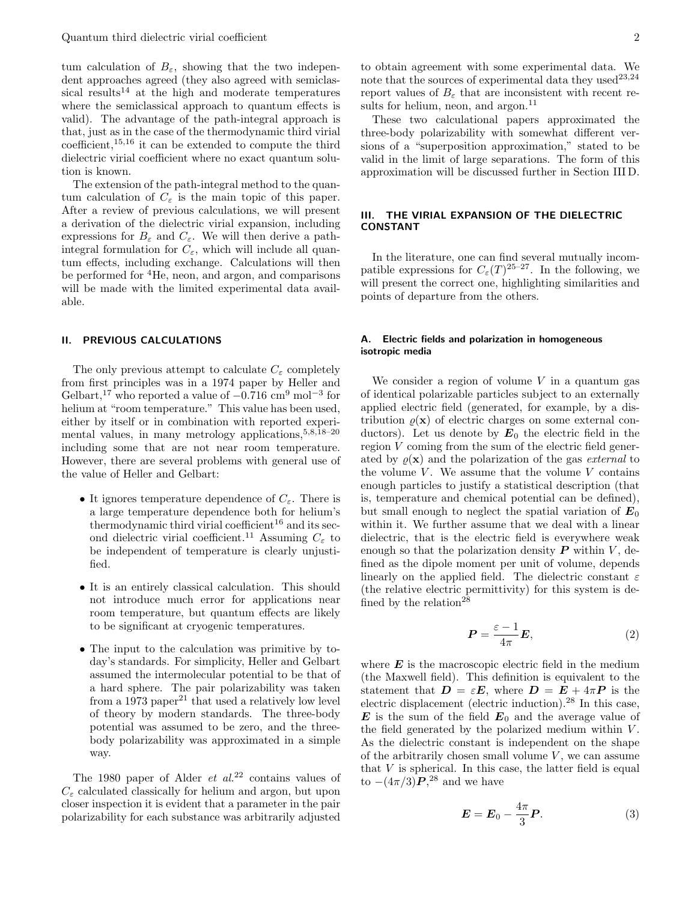tum calculation of $B_\varepsilon$, showing that the two independent approaches agreed (they also agreed with semiclassical results[14] at the high and moderate temperatures where the semiclassical approach to quantum effects is valid). The advantage of the path-integral approach is that, just as in the case of the thermodynamic third virial coefficient,[15,16] it can be extended to compute the third dielectric virial coefficient where no exact quantum solution is known.

The extension of the path-integral method to the quantum calculation of $C_\varepsilon$ is the main topic of this paper. After a review of previous calculations, we will present a derivation of the dielectric virial expansion, including expressions for $B_\varepsilon$ and $C_\varepsilon$. We will then derive a path-integral formulation for $C_\varepsilon$, which will include all quantum effects, including exchange. Calculations will then be performed for $^4$He, neon, and argon, and comparisons will be made with the limited experimental data available.

## II. PREVIOUS CALCULATIONS

The only previous attempt to calculate $C_\varepsilon$ completely from first principles was in a 1974 paper by Heller and Gelbart,[17] who reported a value of $-0.716$ cm$^9$ mol$^{-3}$ for helium at "room temperature." This value has been used, either by itself or in combination with reported experimental values, in many metrology applications,[5,8,18–20] including some that are not near room temperature. However, there are several problems with general use of the value of Heller and Gelbart:

- It ignores temperature dependence of $C_\varepsilon$. There is a large temperature dependence both for helium's thermodynamic third virial coefficient[16] and its second dielectric virial coefficient.[11] Assuming $C_\varepsilon$ to be independent of temperature is clearly unjustified.
- It is an entirely classical calculation. This should not introduce much error for applications near room temperature, but quantum effects are likely to be significant at cryogenic temperatures.
- The input to the calculation was primitive by today's standards. For simplicity, Heller and Gelbart assumed the intermolecular potential to be that of a hard sphere. The pair polarizability was taken from a 1973 paper[21] that used a relatively low level of theory by modern standards. The three-body potential was assumed to be zero, and the three-body polarizability was approximated in a simple way.

The 1980 paper of Alder *et al.*[22] contains values of $C_\varepsilon$ calculated classically for helium and argon, but upon closer inspection it is evident that a parameter in the pair polarizability for each substance was arbitrarily adjusted to obtain agreement with some experimental data. We note that the sources of experimental data they used[23,24] report values of $B_\varepsilon$ that are inconsistent with recent results for helium, neon, and argon.[11]

These two calculational papers approximated the three-body polarizability with somewhat different versions of a "superposition approximation," stated to be valid in the limit of large separations. The form of this approximation will be discussed further in Section III D.

## III. THE VIRIAL EXPANSION OF THE DIELECTRIC CONSTANT

In the literature, one can find several mutually incompatible expressions for $C_\varepsilon(T)$[25–27]. In the following, we will present the correct one, highlighting similarities and points of departure from the others.

### A. Electric fields and polarization in homogeneous isotropic media

We consider a region of volume $V$ in a quantum gas of identical polarizable particles subject to an externally applied electric field (generated, for example, by a distribution $\varrho(\mathbf{x})$ of electric charges on some external conductors). Let us denote by $\boldsymbol{E}_0$ the electric field in the region $V$ coming from the sum of the electric field generated by $\varrho(\mathbf{x})$ and the polarization of the gas *external* to the volume $V$. We assume that the volume $V$ contains enough particles to justify a statistical description (that is, temperature and chemical potential can be defined), but small enough to neglect the spatial variation of $\boldsymbol{E}_0$ within it. We further assume that we deal with a linear dielectric, that is the electric field is everywhere weak enough so that the polarization density $\boldsymbol{P}$ within $V$, defined as the dipole moment per unit of volume, depends linearly on the applied field. The dielectric constant $\varepsilon$ (the relative electric permittivity) for this system is defined by the relation[28]

$$\boldsymbol{P} = \frac{\varepsilon - 1}{4\pi}\boldsymbol{E}, \tag{2}$$

where $\boldsymbol{E}$ is the macroscopic electric field in the medium (the Maxwell field). This definition is equivalent to the statement that $\boldsymbol{D} = \varepsilon\boldsymbol{E}$, where $\boldsymbol{D} = \boldsymbol{E} + 4\pi\boldsymbol{P}$ is the electric displacement (electric induction).[28] In this case, $\boldsymbol{E}$ is the sum of the field $\boldsymbol{E}_0$ and the average value of the field generated by the polarized medium within $V$. As the dielectric constant is independent on the shape of the arbitrarily chosen small volume $V$, we can assume that $V$ is spherical. In this case, the latter field is equal to $-(4\pi/3)\boldsymbol{P}$,[28] and we have

$$\boldsymbol{E} = \boldsymbol{E}_0 - \frac{4\pi}{3}\boldsymbol{P}. \tag{3}$$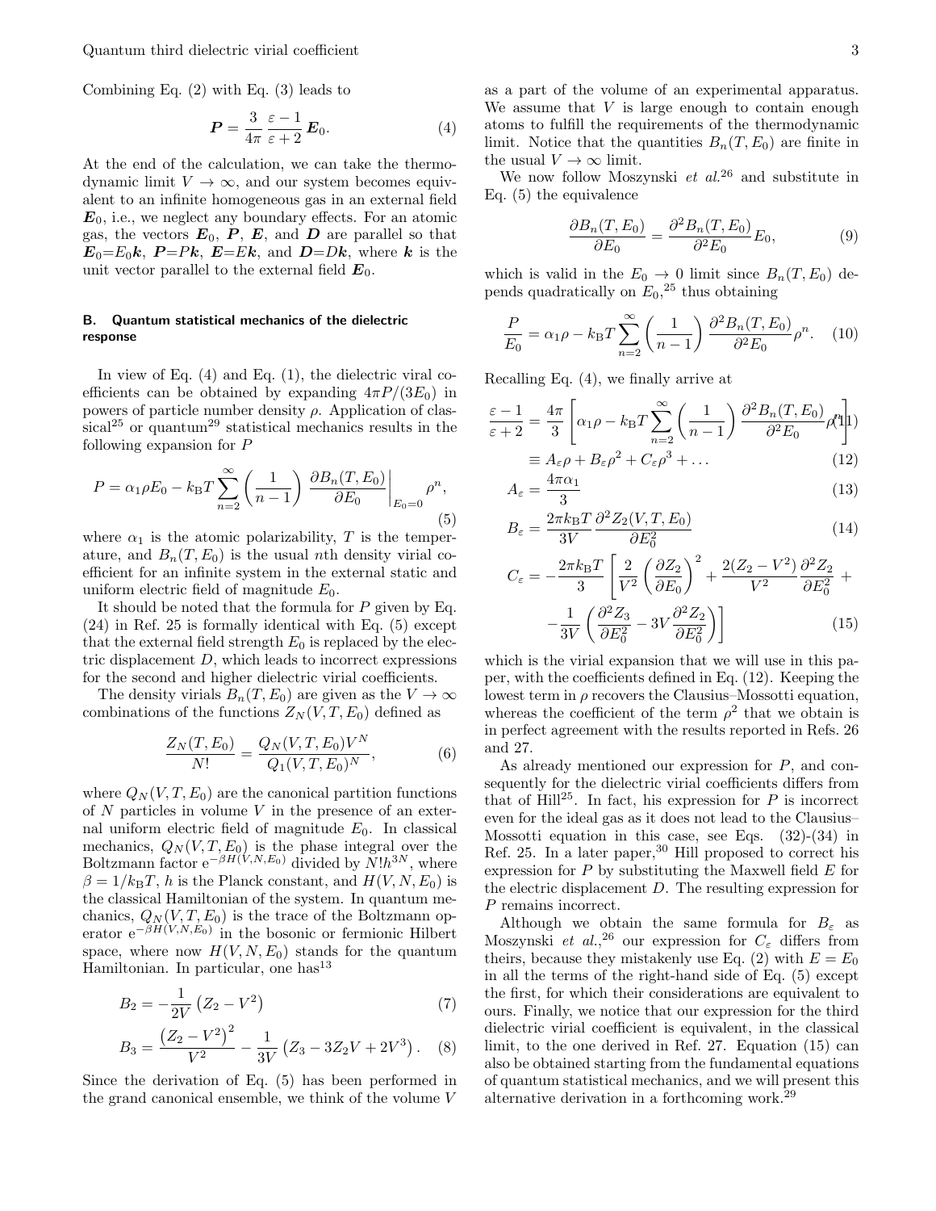Combining Eq. (2) with Eq. (3) leads to

$$\boldsymbol{P} = \frac{3}{4\pi}\,\frac{\varepsilon - 1}{\varepsilon + 2}\,\boldsymbol{E}_0. \tag{4}$$

At the end of the calculation, we can take the thermodynamic limit $V \to \infty$, and our system becomes equivalent to an infinite homogeneous gas in an external field $\boldsymbol{E}_0$, i.e., we neglect any boundary effects. For an atomic gas, the vectors $\boldsymbol{E}_0$, $\boldsymbol{P}$, $\boldsymbol{E}$, and $\boldsymbol{D}$ are parallel so that $\boldsymbol{E}_0 = E_0\boldsymbol{k}$, $\boldsymbol{P} = P\boldsymbol{k}$, $\boldsymbol{E} = E\boldsymbol{k}$, and $\boldsymbol{D} = D\boldsymbol{k}$, where $\boldsymbol{k}$ is the unit vector parallel to the external field $\boldsymbol{E}_0$.

### B. Quantum statistical mechanics of the dielectric response

In view of Eq. (4) and Eq. (1), the dielectric viral coefficients can be obtained by expanding $4\pi P/(3E_0)$ in powers of particle number density $\rho$. Application of classical[25] or quantum[29] statistical mechanics results in the following expansion for $P$

$$P = \alpha_1 \rho E_0 - k_\mathrm{B} T \sum_{n=2}^{\infty} \left(\frac{1}{n-1}\right) \left.\frac{\partial B_n(T,E_0)}{\partial E_0}\right|_{E_0=0} \rho^n, \tag{5}$$

where $\alpha_1$ is the atomic polarizability, $T$ is the temperature, and $B_n(T,E_0)$ is the usual $n$th density virial coefficient for an infinite system in the external static and uniform electric field of magnitude $E_0$.

It should be noted that the formula for $P$ given by Eq. (24) in Ref. 25 is formally identical with Eq. (5) except that the external field strength $E_0$ is replaced by the electric displacement $D$, which leads to incorrect expressions for the second and higher dielectric virial coefficients.

The density virials $B_n(T,E_0)$ are given as the $V \to \infty$ combinations of the functions $Z_N(V,T,E_0)$ defined as

$$\frac{Z_N(T,E_0)}{N!} = \frac{Q_N(V,T,E_0)V^N}{Q_1(V,T,E_0)^N}, \tag{6}$$

where $Q_N(V,T,E_0)$ are the canonical partition functions of $N$ particles in volume $V$ in the presence of an external uniform electric field of magnitude $E_0$. In classical mechanics, $Q_N(V,T,E_0)$ is the phase integral over the Boltzmann factor $\mathrm{e}^{-\beta H(V,N,E_0)}$ divided by $N!h^{3N}$, where $\beta = 1/k_\mathrm{B}T$, $h$ is the Planck constant, and $H(V,N,E_0)$ is the classical Hamiltonian of the system. In quantum mechanics, $Q_N(V,T,E_0)$ is the trace of the Boltzmann operator $\mathrm{e}^{-\beta H(V,N,E_0)}$ in the bosonic or fermionic Hilbert space, where now $H(V,N,E_0)$ stands for the quantum Hamiltonian. In particular, one has[13]

$$B_2 = -\frac{1}{2V}\left(Z_2 - V^2\right) \tag{7}$$

$$B_3 = \frac{\left(Z_2 - V^2\right)^2}{V^2} - \frac{1}{3V}\left(Z_3 - 3Z_2V + 2V^3\right). \tag{8}$$

Since the derivation of Eq. (5) has been performed in the grand canonical ensemble, we think of the volume $V$ as a part of the volume of an experimental apparatus. We assume that $V$ is large enough to contain enough atoms to fulfill the requirements of the thermodynamic limit. Notice that the quantities $B_n(T,E_0)$ are finite in the usual $V \to \infty$ limit.

We now follow Moszynski *et al.*[26] and substitute in Eq. (5) the equivalence

$$\frac{\partial B_n(T,E_0)}{\partial E_0} = \frac{\partial^2 B_n(T,E_0)}{\partial^2 E_0} E_0, \tag{9}$$

which is valid in the $E_0 \to 0$ limit since $B_n(T,E_0)$ depends quadratically on $E_0$,[25] thus obtaining

$$\frac{P}{E_0} = \alpha_1 \rho - k_\mathrm{B} T \sum_{n=2}^{\infty} \left(\frac{1}{n-1}\right) \frac{\partial^2 B_n(T,E_0)}{\partial^2 E_0} \rho^n. \tag{10}$$

Recalling Eq. (4), we finally arrive at

$$\frac{\varepsilon - 1}{\varepsilon + 2} = \frac{4\pi}{3}\left[\alpha_1 \rho - k_\mathrm{B} T \sum_{n=2}^{\infty} \left(\frac{1}{n-1}\right) \frac{\partial^2 B_n(T,E_0)}{\partial^2 E_0} \rho^n\right] \tag{11}$$

$$\equiv A_\varepsilon \rho + B_\varepsilon \rho^2 + C_\varepsilon \rho^3 + \ldots \tag{12}$$

$$A_\varepsilon = \frac{4\pi\alpha_1}{3} \tag{13}$$

$$B_\varepsilon = \frac{2\pi k_\mathrm{B} T}{3V} \frac{\partial^2 Z_2(V,T,E_0)}{\partial E_0^2} \tag{14}$$

$$C_\varepsilon = -\frac{2\pi k_\mathrm{B} T}{3}\left[\frac{2}{V^2}\left(\frac{\partial Z_2}{\partial E_0}\right)^2 + \frac{2(Z_2 - V^2)}{V^2}\frac{\partial^2 Z_2}{\partial E_0^2} + -\frac{1}{3V}\left(\frac{\partial^2 Z_3}{\partial E_0^2} - 3V\frac{\partial^2 Z_2}{\partial E_0^2}\right)\right] \tag{15}$$

which is the virial expansion that we will use in this paper, with the coefficients defined in Eq. (12). Keeping the lowest term in $\rho$ recovers the Clausius–Mossotti equation, whereas the coefficient of the term $\rho^2$ that we obtain is in perfect agreement with the results reported in Refs. 26 and 27.

As already mentioned our expression for $P$, and consequently for the dielectric virial coefficients differs from that of Hill[25]. In fact, his expression for $P$ is incorrect even for the ideal gas as it does not lead to the Clausius–Mossotti equation in this case, see Eqs. (32)-(34) in Ref. 25. In a later paper,[30] Hill proposed to correct his expression for $P$ by substituting the Maxwell field $E$ for the electric displacement $D$. The resulting expression for $P$ remains incorrect.

Although we obtain the same formula for $B_\varepsilon$ as Moszynski *et al.*,[26] our expression for $C_\varepsilon$ differs from theirs, because they mistakenly use Eq. (2) with $E = E_0$ in all the terms of the right-hand side of Eq. (5) except the first, for which their considerations are equivalent to ours. Finally, we notice that our expression for the third dielectric virial coefficient is equivalent, in the classical limit, to the one derived in Ref. 27. Equation (15) can also be obtained starting from the fundamental equations of quantum statistical mechanics, and we will present this alternative derivation in a forthcoming work.[29]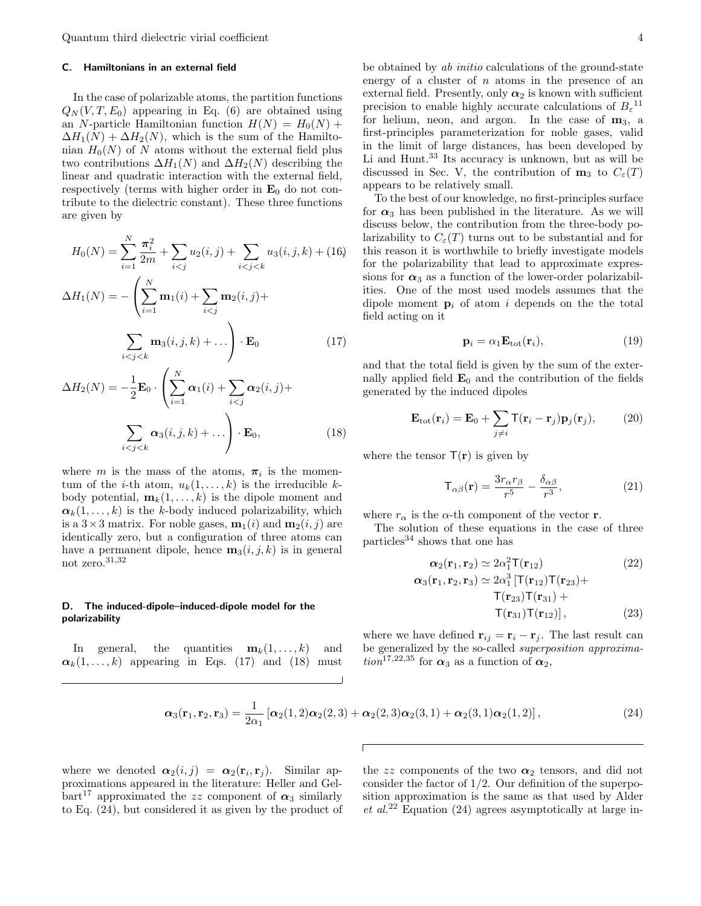### C. Hamiltonians in an external field

In the case of polarizable atoms, the partition functions $Q_N(V,T,E_0)$ appearing in Eq. (6) are obtained using an $N$-particle Hamiltonian function $H(N) = H_0(N) + \Delta H_1(N) + \Delta H_2(N)$, which is the sum of the Hamiltonian $H_0(N)$ of $N$ atoms without the external field plus two contributions $\Delta H_1(N)$ and $\Delta H_2(N)$ describing the linear and quadratic interaction with the external field, respectively (terms with higher order in $\mathbf{E}_0$ do not contribute to the dielectric constant). These three functions are given by

$$H_0(N) = \sum_{i=1}^{N} \frac{\boldsymbol{\pi}_i^2}{2m} + \sum_{i<j} u_2(i,j) + \sum_{i<j<k} u_3(i,j,k) + \quad (16)$$

$$\Delta H_1(N) = -\left( \sum_{i=1}^{N} \mathbf{m}_1(i) + \sum_{i<j} \mathbf{m}_2(i,j) + \sum_{i<j<k} \mathbf{m}_3(i,j,k) + \ldots \right) \cdot \mathbf{E}_0 \quad (17)$$

$$\Delta H_2(N) = -\frac{1}{2}\mathbf{E}_0 \cdot \left( \sum_{i=1}^{N} \boldsymbol{\alpha}_1(i) + \sum_{i<j} \boldsymbol{\alpha}_2(i,j) + \sum_{i<j<k} \boldsymbol{\alpha}_3(i,j,k) + \ldots \right) \cdot \mathbf{E}_0, \quad (18)$$

where $m$ is the mass of the atoms, $\boldsymbol{\pi}_i$ is the momentum of the $i$-th atom, $u_k(1,\ldots,k)$ is the irreducible $k$-body potential, $\mathbf{m}_k(1,\ldots,k)$ is the dipole moment and $\boldsymbol{\alpha}_k(1,\ldots,k)$ is the $k$-body induced polarizability, which is a $3\times 3$ matrix. For noble gases, $\mathbf{m}_1(i)$ and $\mathbf{m}_2(i,j)$ are identically zero, but a configuration of three atoms can have a permanent dipole, hence $\mathbf{m}_3(i,j,k)$ is in general not zero.[31,32]

### D. The induced-dipole–induced-dipole model for the polarizability

In general, the quantities $\mathbf{m}_k(1,\ldots,k)$ and $\boldsymbol{\alpha}_k(1,\ldots,k)$ appearing in Eqs. (17) and (18) must be obtained by *ab initio* calculations of the ground-state energy of a cluster of $n$ atoms in the presence of an external field. Presently, only $\boldsymbol{\alpha}_2$ is known with sufficient precision to enable highly accurate calculations of $B_\varepsilon$[11] for helium, neon, and argon. In the case of $\mathbf{m}_3$, a first-principles parameterization for noble gases, valid in the limit of large distances, has been developed by Li and Hunt.[33] Its accuracy is unknown, but as will be discussed in Sec. V, the contribution of $\mathbf{m}_3$ to $C_\varepsilon(T)$ appears to be relatively small.

To the best of our knowledge, no first-principles surface for $\boldsymbol{\alpha}_3$ has been published in the literature. As we will discuss below, the contribution from the three-body polarizability to $C_\varepsilon(T)$ turns out to be substantial and for this reason it is worthwhile to briefly investigate models for the polarizability that lead to approximate expressions for $\boldsymbol{\alpha}_3$ as a function of the lower-order polarizabilities. One of the most used models assumes that the dipole moment $\mathbf{p}_i$ of atom $i$ depends on the the total field acting on it

$$\mathbf{p}_i = \alpha_1 \mathbf{E}_{\rm tot}(\mathbf{r}_i), \quad (19)$$

and that the total field is given by the sum of the externally applied field $\mathbf{E}_0$ and the contribution of the fields generated by the induced dipoles

$$\mathbf{E}_{\rm tot}(\mathbf{r}_i) = \mathbf{E}_0 + \sum_{j\neq i} \mathsf{T}(\mathbf{r}_i - \mathbf{r}_j)\mathbf{p}_j(\mathbf{r}_j), \quad (20)$$

where the tensor $\mathsf{T}(\mathbf{r})$ is given by

$$\mathsf{T}_{\alpha\beta}(\mathbf{r}) = \frac{3 r_\alpha r_\beta}{r^5} - \frac{\delta_{\alpha\beta}}{r^3}, \quad (21)$$

where $r_\alpha$ is the $\alpha$-th component of the vector $\mathbf{r}$.

The solution of these equations in the case of three particles[34] shows that one has

$$\boldsymbol{\alpha}_2(\mathbf{r}_1,\mathbf{r}_2) \simeq 2\alpha_1^2 \mathsf{T}(\mathbf{r}_{12}) \quad (22)$$

$$\boldsymbol{\alpha}_3(\mathbf{r}_1,\mathbf{r}_2,\mathbf{r}_3) \simeq 2\alpha_1^3 \left[ \mathsf{T}(\mathbf{r}_{12})\mathsf{T}(\mathbf{r}_{23}) + \mathsf{T}(\mathbf{r}_{23})\mathsf{T}(\mathbf{r}_{31}) + \mathsf{T}(\mathbf{r}_{31})\mathsf{T}(\mathbf{r}_{12}) \right], \quad (23)$$

where we have defined $\mathbf{r}_{ij} = \mathbf{r}_i - \mathbf{r}_j$. The last result can be generalized by the so-called *superposition approximation*[17,22,35] for $\boldsymbol{\alpha}_3$ as a function of $\boldsymbol{\alpha}_2$,

$$\boldsymbol{\alpha}_3(\mathbf{r}_1,\mathbf{r}_2,\mathbf{r}_3) = \frac{1}{2\alpha_1} \left[ \boldsymbol{\alpha}_2(1,2)\boldsymbol{\alpha}_2(2,3) + \boldsymbol{\alpha}_2(2,3)\boldsymbol{\alpha}_2(3,1) + \boldsymbol{\alpha}_2(3,1)\boldsymbol{\alpha}_2(1,2) \right], \quad (24)$$

where we denoted $\boldsymbol{\alpha}_2(i,j) = \boldsymbol{\alpha}_2(\mathbf{r}_i,\mathbf{r}_j)$. Similar approximations appeared in the literature: Heller and Gelbart[17] approximated the $zz$ component of $\boldsymbol{\alpha}_3$ similarly to Eq. (24), but considered it as given by the product of the $zz$ components of the two $\boldsymbol{\alpha}_2$ tensors, and did not consider the factor of 1/2. Our definition of the superposition approximation is the same as that used by Alder *et al.*[22] Equation (24) agrees asymptotically at large in-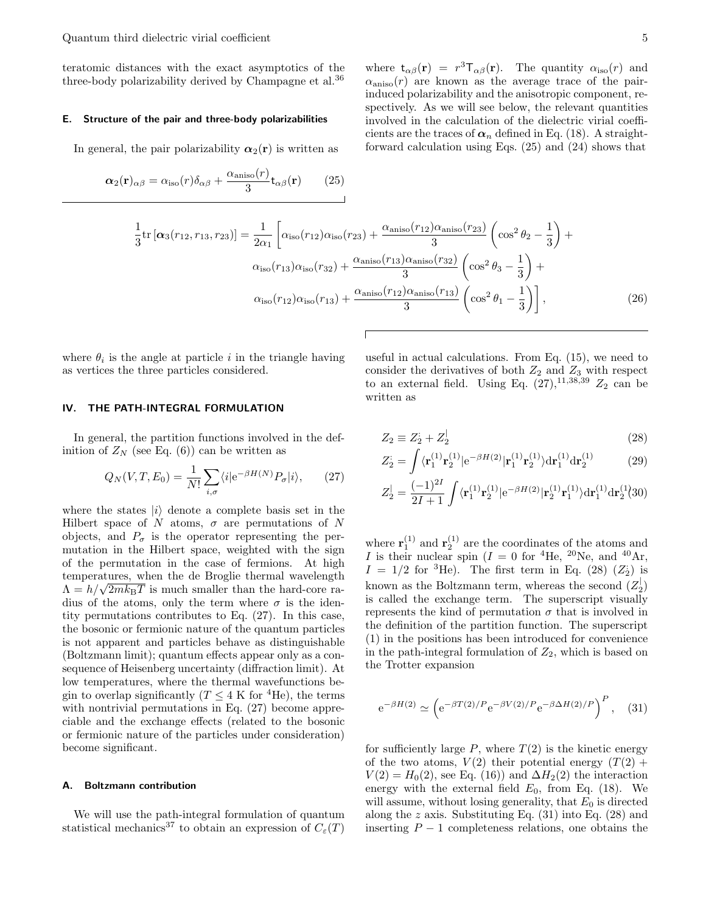teratomic distances with the exact asymptotics of the three-body polarizability derived by Champagne et al.[36]

### E. Structure of the pair and three-body polarizabilities

In general, the pair polarizability $\boldsymbol{\alpha}_2(\mathbf{r})$ is written as

$$\boldsymbol{\alpha}_2(\mathbf{r})_{\alpha\beta} = \alpha_{\rm iso}(r)\delta_{\alpha\beta} + \frac{\alpha_{\rm aniso}(r)}{3}\mathsf{t}_{\alpha\beta}(\mathbf{r}) \qquad (25)$$

where $\mathsf{t}_{\alpha\beta}(\mathbf{r}) = r^3\mathsf{T}_{\alpha\beta}(\mathbf{r})$. The quantity $\alpha_{\rm iso}(r)$ and $\alpha_{\rm aniso}(r)$ are known as the average trace of the pair-induced polarizability and the anisotropic component, respectively. As we will see below, the relevant quantities involved in the calculation of the dielectric virial coefficients are the traces of $\boldsymbol{\alpha}_n$ defined in Eq. (18). A straightforward calculation using Eqs. (25) and (24) shows that

$$\begin{aligned}
\frac{1}{3}\mathrm{tr}\left[\boldsymbol{\alpha}_3(r_{12},r_{13},r_{23})\right] = \frac{1}{2\alpha_1}\Bigg[&\alpha_{\rm iso}(r_{12})\alpha_{\rm iso}(r_{23}) + \frac{\alpha_{\rm aniso}(r_{12})\alpha_{\rm aniso}(r_{23})}{3}\left(\cos^2\theta_2 - \frac{1}{3}\right) + \\
&\alpha_{\rm iso}(r_{13})\alpha_{\rm iso}(r_{32}) + \frac{\alpha_{\rm aniso}(r_{13})\alpha_{\rm aniso}(r_{32})}{3}\left(\cos^2\theta_3 - \frac{1}{3}\right) + \\
&\alpha_{\rm iso}(r_{12})\alpha_{\rm iso}(r_{13}) + \frac{\alpha_{\rm aniso}(r_{12})\alpha_{\rm aniso}(r_{13})}{3}\left(\cos^2\theta_1 - \frac{1}{3}\right)\Bigg],
\end{aligned} \qquad (26)$$

where $\theta_i$ is the angle at particle $i$ in the triangle having as vertices the three particles considered.

## IV. THE PATH-INTEGRAL FORMULATION

In general, the partition functions involved in the definition of $Z_N$ (see Eq. (6)) can be written as

$$Q_N(V,T,E_0) = \frac{1}{N!}\sum_{i,\sigma}\langle i|\mathrm{e}^{-\beta H(N)}P_\sigma|i\rangle, \qquad (27)$$

where the states $|i\rangle$ denote a complete basis set in the Hilbert space of $N$ atoms, $\sigma$ are permutations of $N$ objects, and $P_\sigma$ is the operator representing the permutation in the Hilbert space, weighted with the sign of the permutation in the case of fermions. At high temperatures, when the de Broglie thermal wavelength $\Lambda = h/\sqrt{2mk_{\rm B}T}$ is much smaller than the hard-core radius of the atoms, only the term where $\sigma$ is the identity permutations contributes to Eq. (27). In this case, the bosonic or fermionic nature of the quantum particles is not apparent and particles behave as distinguishable (Boltzmann limit); quantum effects appear only as a consequence of Heisenberg uncertainty (diffraction limit). At low temperatures, where the thermal wavefunctions begin to overlap significantly ($T \leq 4$ K for $^4$He), the terms with nontrivial permutations in Eq. (27) become appreciable and the exchange effects (related to the bosonic or fermionic nature of the particles under consideration) become significant.

### A. Boltzmann contribution

We will use the path-integral formulation of quantum statistical mechanics[37] to obtain an expression of $C_\varepsilon(T)$ useful in actual calculations. From Eq. (15), we need to consider the derivatives of both $Z_2$ and $Z_3$ with respect to an external field. Using Eq. (27),[11,38,39] $Z_2$ can be written as

$$Z_2 \equiv Z_2^{:} + Z_2^{|} \qquad (28)$$

$$Z_2^{:} = \int \langle \mathbf{r}_1^{(1)}\mathbf{r}_2^{(1)}|\mathrm{e}^{-\beta H(2)}|\mathbf{r}_1^{(1)}\mathbf{r}_2^{(1)}\rangle \mathrm{d}\mathbf{r}_1^{(1)}\mathrm{d}\mathbf{r}_2^{(1)} \qquad (29)$$

$$Z_2^{|} = \frac{(-1)^{2I}}{2I+1}\int \langle \mathbf{r}_1^{(1)}\mathbf{r}_2^{(1)}|\mathrm{e}^{-\beta H(2)}|\mathbf{r}_2^{(1)}\mathbf{r}_1^{(1)}\rangle \mathrm{d}\mathbf{r}_1^{(1)}\mathrm{d}\mathbf{r}_2^{(1)} \qquad (30)$$

where $\mathbf{r}_1^{(1)}$ and $\mathbf{r}_2^{(1)}$ are the coordinates of the atoms and $I$ is their nuclear spin ($I = 0$ for $^4$He, $^{20}$Ne, and $^{40}$Ar, $I = 1/2$ for $^3$He). The first term in Eq. (28) ($Z_2^{:}$) is known as the Boltzmann term, whereas the second ($Z_2^{|}$) is called the exchange term. The superscript visually represents the kind of permutation $\sigma$ that is involved in the definition of the partition function. The superscript (1) in the positions has been introduced for convenience in the path-integral formulation of $Z_2$, which is based on the Trotter expansion

$$\mathrm{e}^{-\beta H(2)} \simeq \left(\mathrm{e}^{-\beta T(2)/P}\mathrm{e}^{-\beta V(2)/P}\mathrm{e}^{-\beta\Delta H(2)/P}\right)^P, \qquad (31)$$

for sufficiently large $P$, where $T(2)$ is the kinetic energy of the two atoms, $V(2)$ their potential energy ($T(2) + V(2) = H_0(2)$, see Eq. (16)) and $\Delta H_2(2)$ the interaction energy with the external field $E_0$, from Eq. (18). We will assume, without losing generality, that $E_0$ is directed along the $z$ axis. Substituting Eq. (31) into Eq. (28) and inserting $P-1$ completeness relations, one obtains the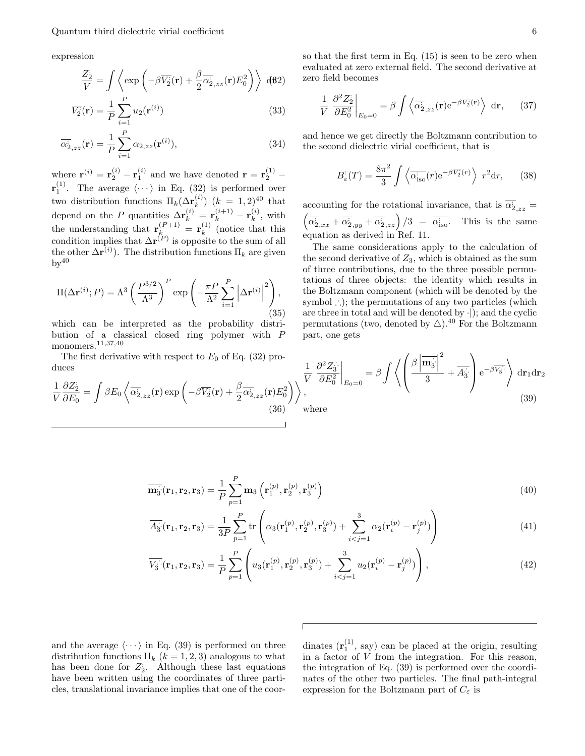expression

$$\frac{Z_2^{\cdot}}{V} = \int \left\langle \exp\left( -\beta \overline{V_2^{\cdot}}(\mathbf{r}) + \frac{\beta}{2} \overline{\alpha_{2,zz}^{\cdot}}(\mathbf{r}) E_0^2 \right) \right\rangle \, \mathrm{d}\mathbf{r} \quad (32)$$

$$\overline{V_2^{\cdot}}(\mathbf{r}) = \frac{1}{P} \sum_{i=1}^{P} u_2(\mathbf{r}^{(i)}) \quad (33)$$

$$\overline{\alpha_{2,zz}^{\cdot}}(\mathbf{r}) = \frac{1}{P} \sum_{i=1}^{P} \alpha_{2,zz}(\mathbf{r}^{(i)}), \quad (34)$$

where $\mathbf{r}^{(i)} = \mathbf{r}_2^{(i)} - \mathbf{r}_1^{(i)}$ and we have denoted $\mathbf{r} = \mathbf{r}_2^{(1)} - \mathbf{r}_1^{(1)}$. The average $\langle \cdots \rangle$ in Eq. (32) is performed over two distribution functions $\Pi_k(\Delta \mathbf{r}_k^{(i)})$ $(k = 1, 2)$[40] that depend on the $P$ quantities $\Delta \mathbf{r}_k^{(i)} = \mathbf{r}_k^{(i+1)} - \mathbf{r}_k^{(i)}$, with the understanding that $\mathbf{r}_k^{(P+1)} = \mathbf{r}_k^{(1)}$ (notice that this condition implies that $\Delta \mathbf{r}^{(P)}$ is opposite to the sum of all the other $\Delta \mathbf{r}^{(i)}$). The distribution functions $\Pi_k$ are given by[40]

$$\Pi(\Delta \mathbf{r}^{(i)}; P) = \Lambda^3 \left( \frac{P^{3/2}}{\Lambda^3} \right)^P \exp\left( -\frac{\pi P}{\Lambda^2} \sum_{i=1}^{P} \left| \Delta \mathbf{r}^{(i)} \right|^2 \right), \quad (35)$$

which can be interpreted as the probability distribution of a classical closed ring polymer with $P$ monomers.[11,37,40]

The first derivative with respect to $E_0$ of Eq. (32) produces

$$\frac{1}{V} \frac{\partial Z_2^{\cdot}}{\partial E_0} = \int \beta E_0 \left\langle \overline{\alpha_{2,zz}^{\cdot}}(\mathbf{r}) \exp\left( -\beta \overline{V_2^{\cdot}}(\mathbf{r}) + \frac{\beta}{2} \overline{\alpha_{2,zz}^{\cdot}}(\mathbf{r}) E_0^2 \right) \right\rangle, \quad (36)$$

so that the first term in Eq. (15) is seen to be zero when evaluated at zero external field. The second derivative at zero field becomes

$$\frac{1}{V} \left. \frac{\partial^2 Z_2^{\cdot}}{\partial E_0^2} \right|_{E_0=0} = \beta \int \left\langle \overline{\alpha_{2,zz}^{\cdot}}(\mathbf{r}) \mathrm{e}^{-\beta \overline{V_2^{\cdot}}(\mathbf{r})} \right\rangle \, \mathrm{d}\mathbf{r}, \quad (37)$$

and hence we get directly the Boltzmann contribution to the second dielectric virial coefficient, that is

$$B_\varepsilon^{\cdot}(T) = \frac{8\pi^2}{3} \int \left\langle \overline{\alpha_{\mathrm{iso}}^{\cdot}}(r) \mathrm{e}^{-\beta \overline{V_2^{\cdot}}(r)} \right\rangle \, r^2 \mathrm{d}r, \quad (38)$$

accounting for the rotational invariance, that is $\overline{\alpha_{2,zz}^{\cdot}} = \left( \overline{\alpha_{2,xx}^{\cdot}} + \overline{\alpha_{2,yy}^{\cdot}} + \overline{\alpha_{2,zz}^{\cdot}} \right)/3 = \overline{\alpha_{\mathrm{iso}}^{\cdot}}$. This is the same equation as derived in Ref. 11.

The same considerations apply to the calculation of the second derivative of $Z_3$, which is obtained as the sum of three contributions, due to the three possible permutations of three objects: the identity which results in the Boltzmann component (which will be denoted by the symbol $\therefore$); the permutations of any two particles (which are three in total and will be denoted by $\cdot|$); and the cyclic permutations (two, denoted by $\triangle$).[40] For the Boltzmann part, one gets

$$\frac{1}{V} \left. \frac{\partial^2 Z_3^{\therefore}}{\partial E_0^2} \right|_{E_0=0} = \beta \int \left\langle \left( \frac{\beta \left| \overline{\mathbf{m}_3^{\therefore}} \right|^2}{3} + \overline{A_3^{\therefore}} \right) \mathrm{e}^{-\beta \overline{V_3^{\therefore}}} \right\rangle \, \mathrm{d}\mathbf{r}_1 \mathrm{d}\mathbf{r}_2 \quad (39)$$

where

$$\overline{\mathbf{m}_3^{\therefore}}(\mathbf{r}_1, \mathbf{r}_2, \mathbf{r}_3) = \frac{1}{P} \sum_{p=1}^{P} \mathbf{m}_3 \left( \mathbf{r}_1^{(p)}, \mathbf{r}_2^{(p)}, \mathbf{r}_3^{(p)} \right) \quad (40)$$

$$\overline{A_3^{\therefore}}(\mathbf{r}_1, \mathbf{r}_2, \mathbf{r}_3) = \frac{1}{3P} \sum_{p=1}^{P} \mathrm{tr} \left( \alpha_3(\mathbf{r}_1^{(p)}, \mathbf{r}_2^{(p)}, \mathbf{r}_3^{(p)}) + \sum_{i<j=1}^{3} \alpha_2(\mathbf{r}_i^{(p)} - \mathbf{r}_j^{(p)}) \right) \quad (41)$$

$$\overline{V_3^{\therefore}}(\mathbf{r}_1, \mathbf{r}_2, \mathbf{r}_3) = \frac{1}{P} \sum_{p=1}^{P} \left( u_3(\mathbf{r}_1^{(p)}, \mathbf{r}_2^{(p)}, \mathbf{r}_3^{(p)}) + \sum_{i<j=1}^{3} u_2(\mathbf{r}_i^{(p)} - \mathbf{r}_j^{(p)}) \right), \quad (42)$$

and the average $\langle \cdots \rangle$ in Eq. (39) is performed on three distribution functions $\Pi_k$ $(k = 1, 2, 3)$ analogous to what has been done for $Z_2^{\cdot}$. Although these last equations have been written using the coordinates of three particles, translational invariance implies that one of the coordinates ($\mathbf{r}_1^{(1)}$, say) can be placed at the origin, resulting in a factor of $V$ from the integration. For this reason, the integration of Eq. (39) is performed over the coordinates of the other two particles. The final path-integral expression for the Boltzmann part of $C_\varepsilon$ is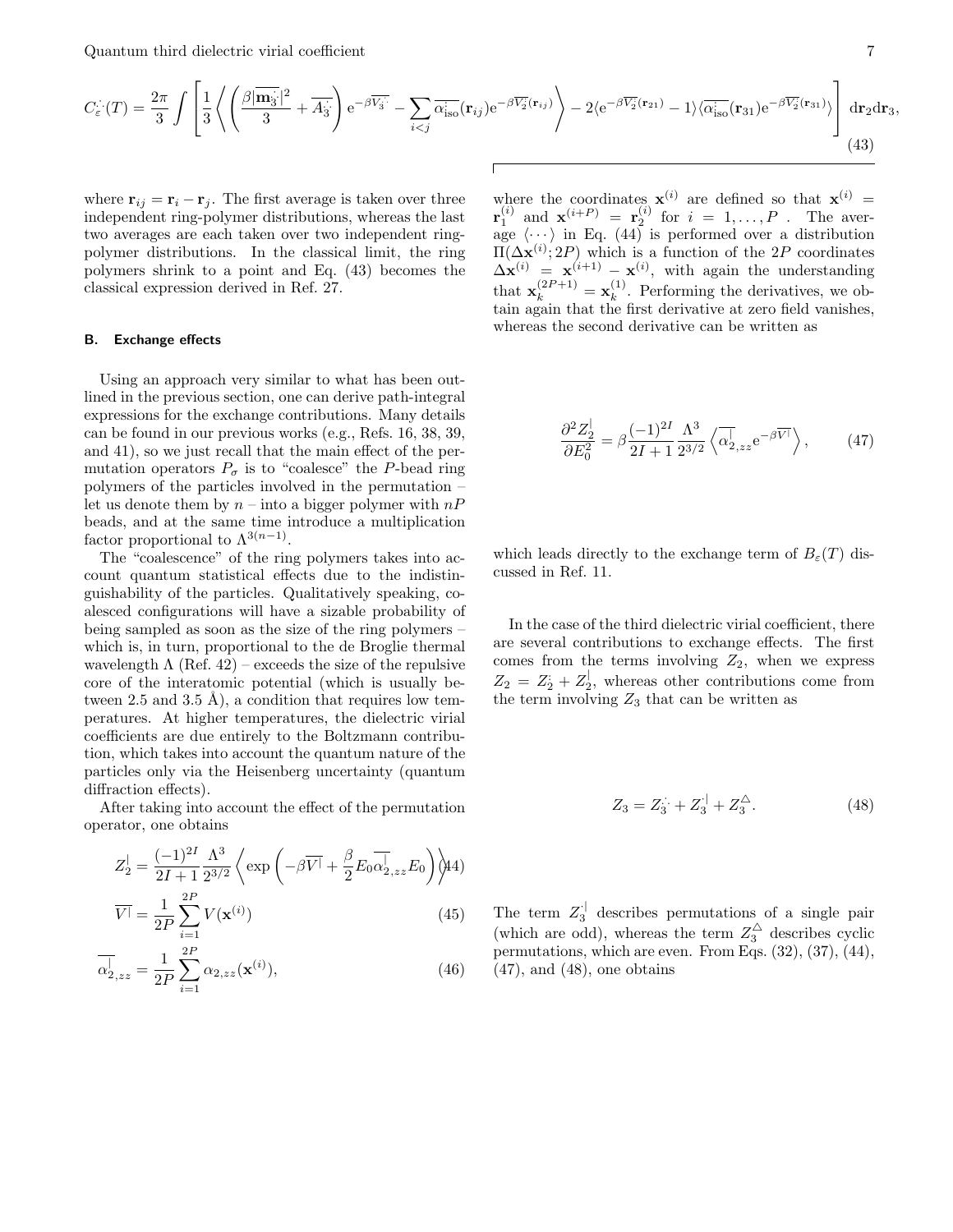$$C_\varepsilon^{\because}(T) = \frac{2\pi}{3} \int \left[ \frac{1}{3} \left\langle \left( \frac{\beta |\overline{\mathbf{m}_3^{\because}}|^2}{3} + \overline{A_3^{\because}} \right) \mathrm{e}^{-\beta \overline{V_3^{\because}}} - \sum_{i<j} \overline{\alpha_{\mathrm{iso}}^{:}}(\mathbf{r}_{ij}) \mathrm{e}^{-\beta \overline{V_2^{:}}(\mathbf{r}_{ij})} \right\rangle - 2 \langle \mathrm{e}^{-\beta \overline{V_2^{:}}(\mathbf{r}_{21})} - 1 \rangle \langle \overline{\alpha_{\mathrm{iso}}^{:}}(\mathbf{r}_{31}) \mathrm{e}^{-\beta \overline{V_2^{:}}(\mathbf{r}_{31})} \rangle \right] \mathrm{d}\mathbf{r}_2 \mathrm{d}\mathbf{r}_3, \tag{43}$$

where $\mathbf{r}_{ij} = \mathbf{r}_i - \mathbf{r}_j$. The first average is taken over three independent ring-polymer distributions, whereas the last two averages are each taken over two independent ring-polymer distributions. In the classical limit, the ring polymers shrink to a point and Eq. (43) becomes the classical expression derived in Ref. 27.

### B. Exchange effects

Using an approach very similar to what has been outlined in the previous section, one can derive path-integral expressions for the exchange contributions. Many details can be found in our previous works (e.g., Refs. 16, 38, 39, and 41), so we just recall that the main effect of the permutation operators $P_\sigma$ is to "coalesce" the $P$-bead ring polymers of the particles involved in the permutation – let us denote them by $n$ – into a bigger polymer with $nP$ beads, and at the same time introduce a multiplication factor proportional to $\Lambda^{3(n-1)}$.

The "coalescence" of the ring polymers takes into account quantum statistical effects due to the indistinguishability of the particles. Qualitatively speaking, coalesced configurations will have a sizable probability of being sampled as soon as the size of the ring polymers – which is, in turn, proportional to the de Broglie thermal wavelength $\Lambda$ (Ref. 42) – exceeds the size of the repulsive core of the interatomic potential (which is usually between 2.5 and 3.5 Å), a condition that requires low temperatures. At higher temperatures, the dielectric virial coefficients are due entirely to the Boltzmann contribution, which takes into account the quantum nature of the particles only via the Heisenberg uncertainty (quantum diffraction effects).

After taking into account the effect of the permutation operator, one obtains

$$Z_2^{|} = \frac{(-1)^{2I}}{2I+1} \frac{\Lambda^3}{2^{3/2}} \left\langle \exp\left( -\beta \overline{V^{|}} + \frac{\beta}{2} E_0 \overline{\alpha_{2,zz}^{|}} E_0 \right) \right\rangle \tag{44}$$

$$\overline{V^{|}} = \frac{1}{2P} \sum_{i=1}^{2P} V(\mathbf{x}^{(i)}) \tag{45}$$

$$\overline{\alpha_{2,zz}^{|}} = \frac{1}{2P} \sum_{i=1}^{2P} \alpha_{2,zz}(\mathbf{x}^{(i)}), \tag{46}$$

where the coordinates $\mathbf{x}^{(i)}$ are defined so that $\mathbf{x}^{(i)} = \mathbf{r}_1^{(i)}$ and $\mathbf{x}^{(i+P)} = \mathbf{r}_2^{(i)}$ for $i = 1, \ldots, P$. The average $\langle \cdots \rangle$ in Eq. (44) is performed over a distribution $\Pi(\Delta\mathbf{x}^{(i)}; 2P)$ which is a function of the $2P$ coordinates $\Delta\mathbf{x}^{(i)} = \mathbf{x}^{(i+1)} - \mathbf{x}^{(i)}$, with again the understanding that $\mathbf{x}_k^{(2P+1)} = \mathbf{x}_k^{(1)}$. Performing the derivatives, we obtain again that the first derivative at zero field vanishes, whereas the second derivative can be written as

$$\frac{\partial^2 Z_2^{|}}{\partial E_0^2} = \beta \frac{(-1)^{2I}}{2I+1} \frac{\Lambda^3}{2^{3/2}} \left\langle \overline{\alpha_{2,zz}^{|}} \mathrm{e}^{-\beta \overline{V^{|}}} \right\rangle, \tag{47}$$

which leads directly to the exchange term of $B_\varepsilon(T)$ discussed in Ref. 11.

In the case of the third dielectric virial coefficient, there are several contributions to exchange effects. The first comes from the terms involving $Z_2$, when we express $Z_2 = Z_2^{:} + Z_2^{|}$, whereas other contributions come from the term involving $Z_3$ that can be written as

$$Z_3 = Z_3^{\because} + Z_3^{\cdot|} + Z_3^{\triangle}. \tag{48}$$

The term $Z_3^{\cdot|}$ describes permutations of a single pair (which are odd), whereas the term $Z_3^{\triangle}$ describes cyclic permutations, which are even. From Eqs. (32), (37), (44), (47), and (48), one obtains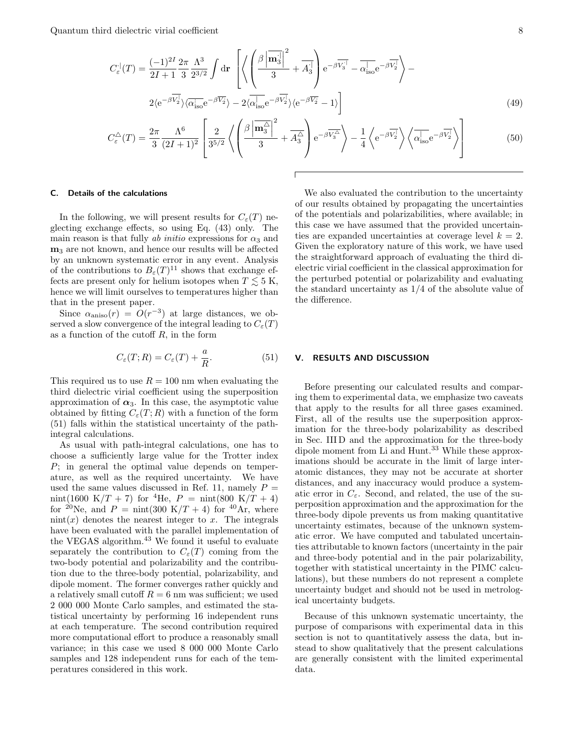$$C_\varepsilon^{\vert}(T) = \frac{(-1)^{2I}}{2I+1} \frac{2\pi}{3} \frac{\Lambda^3}{2^{3/2}} \int \mathrm{d}\mathbf{r} \left[ \left\langle \left( \frac{\beta \left| \overline{\mathbf{m}_3^{\vert}} \right|^2}{3} + \overline{A_3^{\vert}} \right) \mathrm{e}^{-\beta \overline{V_3^{\vert}}} - \overline{\alpha_{\mathrm{iso}}^{\vert}} \mathrm{e}^{-\beta \overline{V_2^{\vert}}} \right\rangle - 2\langle \mathrm{e}^{-\beta \overline{V_2^{\vert}}} \rangle \langle \overline{\alpha_{\mathrm{iso}}^{:}} \mathrm{e}^{-\beta \overline{V_2^{:}}} \rangle - 2\langle \overline{\alpha_{\mathrm{iso}}^{\vert}} \mathrm{e}^{-\beta \overline{V_2^{\vert}}} \rangle \langle \mathrm{e}^{-\beta \overline{V_2^{:}}} - 1 \rangle \right] \tag{49}$$

$$C_\varepsilon^{\triangle}(T) = \frac{2\pi}{3} \frac{\Lambda^6}{(2I+1)^2} \left[ \frac{2}{3^{5/2}} \left\langle \left( \frac{\beta \left| \overline{\mathbf{m}_3^{\triangle}} \right|^2}{3} + \overline{A_3^{\triangle}} \right) \mathrm{e}^{-\beta \overline{V_3^{\triangle}}} \right\rangle - \frac{1}{4} \left\langle \mathrm{e}^{-\beta \overline{V_2^{\vert}}} \right\rangle \left\langle \overline{\alpha_{\mathrm{iso}}^{\vert}} \mathrm{e}^{-\beta \overline{V_2^{\vert}}} \right\rangle \right] \tag{50}$$

### C. Details of the calculations

In the following, we will present results for $C_\varepsilon(T)$ neglecting exchange effects, so using Eq. (43) only. The main reason is that fully *ab initio* expressions for $\alpha_3$ and $\mathbf{m}_3$ are not known, and hence our results will be affected by an unknown systematic error in any event. Analysis of the contributions to $B_\varepsilon(T)$[11] shows that exchange effects are present only for helium isotopes when $T \lesssim 5$ K, hence we will limit ourselves to temperatures higher than that in the present paper.

Since $\alpha_{\mathrm{aniso}}(r) = O(r^{-3})$ at large distances, we observed a slow convergence of the integral leading to $C_\varepsilon(T)$ as a function of the cutoff $R$, in the form

$$C_\varepsilon(T; R) = C_\varepsilon(T) + \frac{a}{R}. \tag{51}$$

This required us to use $R = 100$ nm when evaluating the third dielectric virial coefficient using the superposition approximation of $\boldsymbol{\alpha}_3$. In this case, the asymptotic value obtained by fitting $C_\varepsilon(T; R)$ with a function of the form (51) falls within the statistical uncertainty of the path-integral calculations.

As usual with path-integral calculations, one has to choose a sufficiently large value for the Trotter index $P$; in general the optimal value depends on temperature, as well as the required uncertainty. We have used the same values discussed in Ref. 11, namely $P = \mathrm{nint}(1600\ \mathrm{K}/T + 7)$ for $^4$He, $P = \mathrm{nint}(800\ \mathrm{K}/T + 4)$ for $^{20}$Ne, and $P = \mathrm{nint}(300\ \mathrm{K}/T + 4)$ for $^{40}$Ar, where $\mathrm{nint}(x)$ denotes the nearest integer to $x$. The integrals have been evaluated with the parallel implementation of the VEGAS algorithm.[43] We found it useful to evaluate separately the contribution to $C_\varepsilon(T)$ coming from the two-body potential and polarizability and the contribution due to the three-body potential, polarizability, and dipole moment. The former converges rather quickly and a relatively small cutoff $R = 6$ nm was sufficient; we used 2 000 000 Monte Carlo samples, and estimated the statistical uncertainty by performing 16 independent runs at each temperature. The second contribution required more computational effort to produce a reasonably small variance; in this case we used 8 000 000 Monte Carlo samples and 128 independent runs for each of the temperatures considered in this work.

We also evaluated the contribution to the uncertainty of our results obtained by propagating the uncertainties of the potentials and polarizabilities, where available; in this case we have assumed that the provided uncertainties are expanded uncertainties at coverage level $k = 2$. Given the exploratory nature of this work, we have used the straightforward approach of evaluating the third dielectric virial coefficient in the classical approximation for the perturbed potential or polarizability and evaluating the standard uncertainty as 1/4 of the absolute value of the difference.

## V. RESULTS AND DISCUSSION

Before presenting our calculated results and comparing them to experimental data, we emphasize two caveats that apply to the results for all three gases examined. First, all of the results use the superposition approximation for the three-body polarizability as described in Sec. III D and the approximation for the three-body dipole moment from Li and Hunt.[33] While these approximations should be accurate in the limit of large interatomic distances, they may not be accurate at shorter distances, and any inaccuracy would produce a systematic error in $C_\varepsilon$. Second, and related, the use of the superposition approximation and the approximation for the three-body dipole prevents us from making quantitative uncertainty estimates, because of the unknown systematic error. We have computed and tabulated uncertainties attributable to known factors (uncertainty in the pair and three-body potential and in the pair polarizability, together with statistical uncertainty in the PIMC calculations), but these numbers do not represent a complete uncertainty budget and should not be used in metrological uncertainty budgets.

Because of this unknown systematic uncertainty, the purpose of comparisons with experimental data in this section is not to quantitatively assess the data, but instead to show qualitatively that the present calculations are generally consistent with the limited experimental data.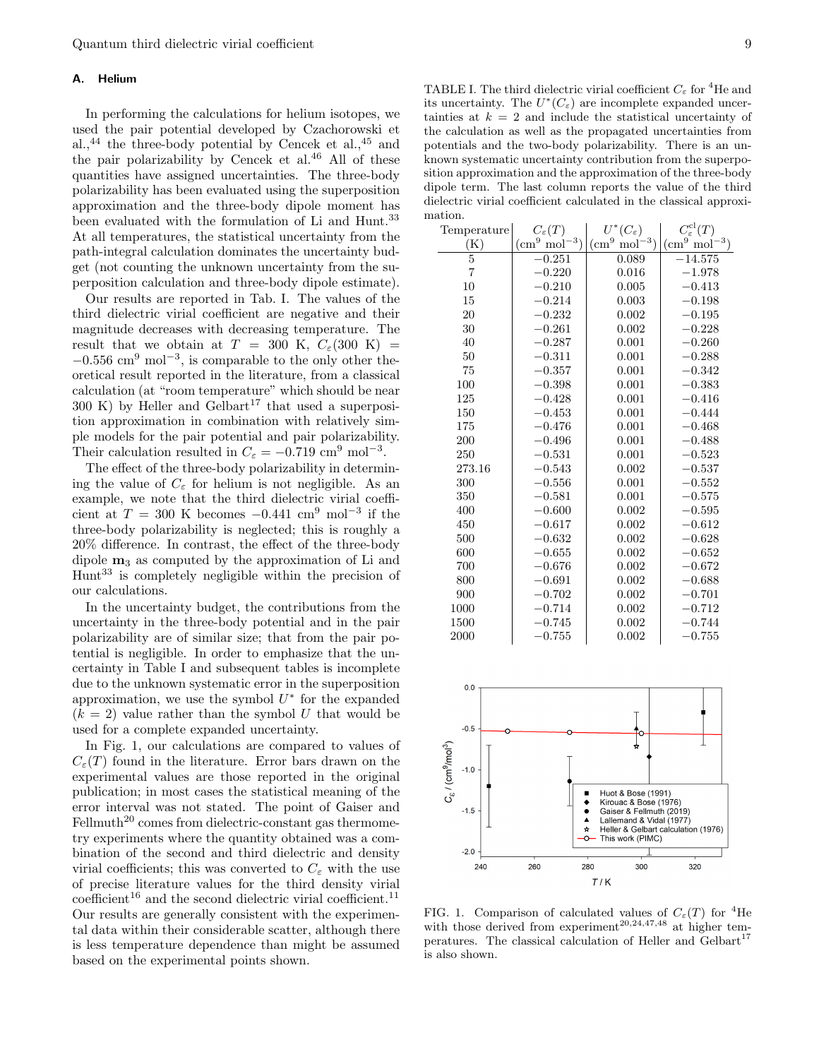### A. Helium

In performing the calculations for helium isotopes, we used the pair potential developed by Czachorowski et al.,[44] the three-body potential by Cencek et al.,[45] and the pair polarizability by Cencek et al.[46] All of these quantities have assigned uncertainties. The three-body polarizability has been evaluated using the superposition approximation and the three-body dipole moment has been evaluated with the formulation of Li and Hunt.[33] At all temperatures, the statistical uncertainty from the path-integral calculation dominates the uncertainty budget (not counting the unknown uncertainty from the superposition calculation and three-body dipole estimate).

Our results are reported in Tab. I. The values of the third dielectric virial coefficient are negative and their magnitude decreases with decreasing temperature. The result that we obtain at $T = 300$ K, $C_\varepsilon(300\text{ K}) = -0.556$ cm$^9$ mol$^{-3}$, is comparable to the only other theoretical result reported in the literature, from a classical calculation (at "room temperature" which should be near 300 K) by Heller and Gelbart[17] that used a superposition approximation in combination with relatively simple models for the pair potential and pair polarizability. Their calculation resulted in $C_\varepsilon = -0.719$ cm$^9$ mol$^{-3}$.

The effect of the three-body polarizability in determining the value of $C_\varepsilon$ for helium is not negligible. As an example, we note that the third dielectric virial coefficient at $T = 300$ K becomes $-0.441$ cm$^9$ mol$^{-3}$ if the three-body polarizability is neglected; this is roughly a 20% difference. In contrast, the effect of the three-body dipole $\mathbf{m}_3$ as computed by the approximation of Li and Hunt[33] is completely negligible within the precision of our calculations.

In the uncertainty budget, the contributions from the uncertainty in the three-body potential and in the pair polarizability are of similar size; that from the pair potential is negligible. In order to emphasize that the uncertainty in Table I and subsequent tables is incomplete due to the unknown systematic error in the superposition approximation, we use the symbol $U^*$ for the expanded ($k = 2$) value rather than the symbol $U$ that would be used for a complete expanded uncertainty.

In Fig. 1, our calculations are compared to values of $C_\varepsilon(T)$ found in the literature. Error bars drawn on the experimental values are those reported in the original publication; in most cases the statistical meaning of the error interval was not stated. The point of Gaiser and Fellmuth[20] comes from dielectric-constant gas thermometry experiments where the quantity obtained was a combination of the second and third dielectric and density virial coefficients; this was converted to $C_\varepsilon$ with the use of precise literature values for the third density virial coefficient[16] and the second dielectric virial coefficient.[11] Our results are generally consistent with the experimental data within their considerable scatter, although there is less temperature dependence than might be assumed based on the experimental points shown.

TABLE I. The third dielectric virial coefficient $C_\varepsilon$ for $^4$He and its uncertainty. The $U^*(C_\varepsilon)$ are incomplete expanded uncertainties at $k = 2$ and include the statistical uncertainty of the calculation as well as the propagated uncertainties from potentials and the two-body polarizability. There is an unknown systematic uncertainty contribution from the superposition approximation and the approximation of the three-body dipole term. The last column reports the value of the third dielectric virial coefficient calculated in the classical approximation.

| Temperature (K) | $C_\varepsilon(T)$ (cm$^9$ mol$^{-3}$) | $U^*(C_\varepsilon)$ (cm$^9$ mol$^{-3}$) | $C_\varepsilon^{\rm cl}(T)$ (cm$^9$ mol$^{-3}$) |
|---|---|---|---|
| 5 | −0.251 | 0.089 | −14.575 |
| 7 | −0.220 | 0.016 | −1.978 |
| 10 | −0.210 | 0.005 | −0.413 |
| 15 | −0.214 | 0.003 | −0.198 |
| 20 | −0.232 | 0.002 | −0.195 |
| 30 | −0.261 | 0.002 | −0.228 |
| 40 | −0.287 | 0.001 | −0.260 |
| 50 | −0.311 | 0.001 | −0.288 |
| 75 | −0.357 | 0.001 | −0.342 |
| 100 | −0.398 | 0.001 | −0.383 |
| 125 | −0.428 | 0.001 | −0.416 |
| 150 | −0.453 | 0.001 | −0.444 |
| 175 | −0.476 | 0.001 | −0.468 |
| 200 | −0.496 | 0.001 | −0.488 |
| 250 | −0.531 | 0.001 | −0.523 |
| 273.16 | −0.543 | 0.002 | −0.537 |
| 300 | −0.556 | 0.001 | −0.552 |
| 350 | −0.581 | 0.001 | −0.575 |
| 400 | −0.600 | 0.002 | −0.595 |
| 450 | −0.617 | 0.002 | −0.612 |
| 500 | −0.632 | 0.002 | −0.628 |
| 600 | −0.655 | 0.002 | −0.652 |
| 700 | −0.676 | 0.002 | −0.672 |
| 800 | −0.691 | 0.002 | −0.688 |
| 900 | −0.702 | 0.002 | −0.701 |
| 1000 | −0.714 | 0.002 | −0.712 |
| 1500 | −0.745 | 0.002 | −0.744 |
| 2000 | −0.755 | 0.002 | −0.755 |

FIG. 1. Comparison of calculated values of $C_\varepsilon(T)$ for $^4$He with those derived from experiment[20,24,47,48] at higher temperatures. The classical calculation of Heller and Gelbart[17] is also shown.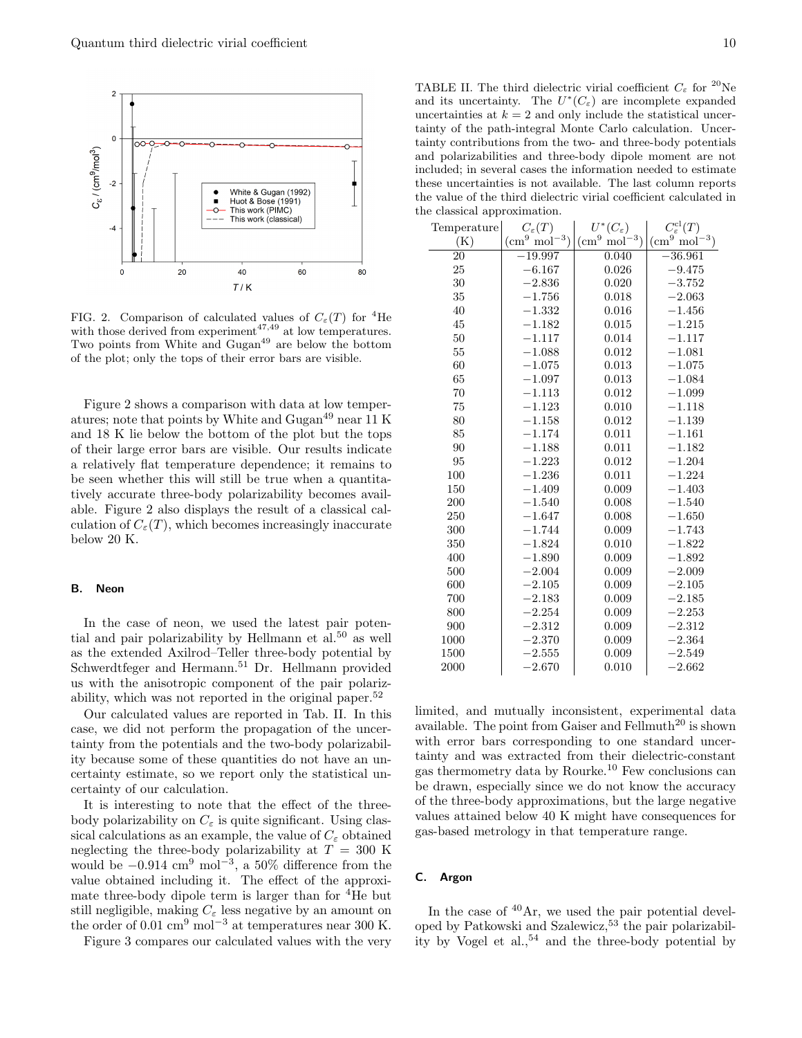FIG. 2. Comparison of calculated values of $C_\varepsilon(T)$ for $^4$He with those derived from experiment[47,49] at low temperatures. Two points from White and Gugan[49] are below the bottom of the plot; only the tops of their error bars are visible.

Figure 2 shows a comparison with data at low temperatures; note that points by White and Gugan[49] near 11 K and 18 K lie below the bottom of the plot but the tops of their large error bars are visible. Our results indicate a relatively flat temperature dependence; it remains to be seen whether this will still be true when a quantitatively accurate three-body polarizability becomes available. Figure 2 also displays the result of a classical calculation of $C_\varepsilon(T)$, which becomes increasingly inaccurate below 20 K.

## B. Neon

In the case of neon, we used the latest pair potential and pair polarizability by Hellmann et al.[50] as well as the extended Axilrod–Teller three-body potential by Schwerdtfeger and Hermann.[51] Dr. Hellmann provided us with the anisotropic component of the pair polarizability, which was not reported in the original paper.[52]

Our calculated values are reported in Tab. II. In this case, we did not perform the propagation of the uncertainty from the potentials and the two-body polarizability because some of these quantities do not have an uncertainty estimate, so we report only the statistical uncertainty of our calculation.

It is interesting to note that the effect of the three-body polarizability on $C_\varepsilon$ is quite significant. Using classical calculations as an example, the value of $C_\varepsilon$ obtained neglecting the three-body polarizability at $T = 300$ K would be $-0.914$ cm$^9$ mol$^{-3}$, a 50% difference from the value obtained including it. The effect of the approximate three-body dipole term is larger than for $^4$He but still negligible, making $C_\varepsilon$ less negative by an amount on the order of 0.01 cm$^9$ mol$^{-3}$ at temperatures near 300 K.

Figure 3 compares our calculated values with the very limited, and mutually inconsistent, experimental data available. The point from Gaiser and Fellmuth[20] is shown with error bars corresponding to one standard uncertainty and was extracted from their dielectric-constant gas thermometry data by Rourke.[10] Few conclusions can be drawn, especially since we do not know the accuracy of the three-body approximations, but the large negative values attained below 40 K might have consequences for gas-based metrology in that temperature range.

TABLE II. The third dielectric virial coefficient $C_\varepsilon$ for $^{20}$Ne and its uncertainty. The $U^*(C_\varepsilon)$ are incomplete expanded uncertainties at $k = 2$ and only include the statistical uncertainty of the path-integral Monte Carlo calculation. Uncertainty contributions from the two- and three-body potentials and polarizabilities and three-body dipole moment are not included; in several cases the information needed to estimate these uncertainties is not available. The last column reports the value of the third dielectric virial coefficient calculated in the classical approximation.

| Temperature (K) | $C_\varepsilon(T)$ (cm$^9$ mol$^{-3}$) | $U^*(C_\varepsilon)$ (cm$^9$ mol$^{-3}$) | $C_\varepsilon^{\rm cl}(T)$ (cm$^9$ mol$^{-3}$) |
|---|---|---|---|
| 20 | −19.997 | 0.040 | −36.961 |
| 25 | −6.167 | 0.026 | −9.475 |
| 30 | −2.836 | 0.020 | −3.752 |
| 35 | −1.756 | 0.018 | −2.063 |
| 40 | −1.332 | 0.016 | −1.456 |
| 45 | −1.182 | 0.015 | −1.215 |
| 50 | −1.117 | 0.014 | −1.117 |
| 55 | −1.088 | 0.012 | −1.081 |
| 60 | −1.075 | 0.013 | −1.075 |
| 65 | −1.097 | 0.013 | −1.084 |
| 70 | −1.113 | 0.012 | −1.099 |
| 75 | −1.123 | 0.010 | −1.118 |
| 80 | −1.158 | 0.012 | −1.139 |
| 85 | −1.174 | 0.011 | −1.161 |
| 90 | −1.188 | 0.011 | −1.182 |
| 95 | −1.223 | 0.012 | −1.204 |
| 100 | −1.236 | 0.011 | −1.224 |
| 150 | −1.409 | 0.009 | −1.403 |
| 200 | −1.540 | 0.008 | −1.540 |
| 250 | −1.647 | 0.008 | −1.650 |
| 300 | −1.744 | 0.009 | −1.743 |
| 350 | −1.824 | 0.010 | −1.822 |
| 400 | −1.890 | 0.009 | −1.892 |
| 500 | −2.004 | 0.009 | −2.009 |
| 600 | −2.105 | 0.009 | −2.105 |
| 700 | −2.183 | 0.009 | −2.185 |
| 800 | −2.254 | 0.009 | −2.253 |
| 900 | −2.312 | 0.009 | −2.312 |
| 1000 | −2.370 | 0.009 | −2.364 |
| 1500 | −2.555 | 0.009 | −2.549 |
| 2000 | −2.670 | 0.010 | −2.662 |

## C. Argon

In the case of $^{40}$Ar, we used the pair potential developed by Patkowski and Szalewicz,[53] the pair polarizability by Vogel et al.,[54] and the three-body potential by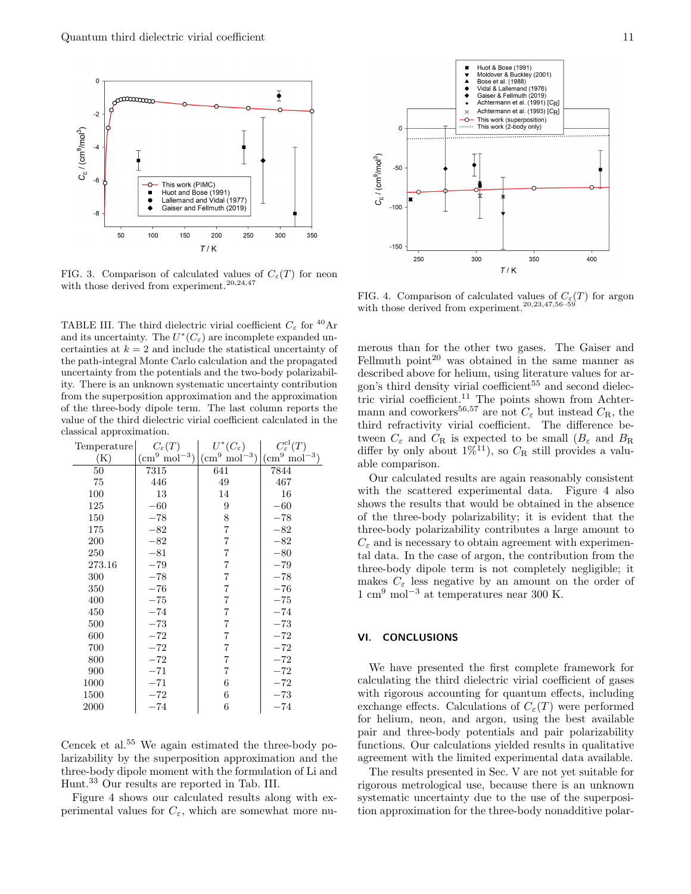FIG. 3. Comparison of calculated values of $C_\varepsilon(T)$ for neon with those derived from experiment.[20,24,47]

TABLE III. The third dielectric virial coefficient $C_\varepsilon$ for $^{40}$Ar and its uncertainty. The $U^*(C_\varepsilon)$ are incomplete expanded uncertainties at $k = 2$ and include the statistical uncertainty of the path-integral Monte Carlo calculation and the propagated uncertainty from the potentials and the two-body polarizability. There is an unknown systematic uncertainty contribution from the superposition approximation and the approximation of the three-body dipole term. The last column reports the value of the third dielectric virial coefficient calculated in the classical approximation.

| Temperature (K) | $C_\varepsilon(T)$ (cm$^9$ mol$^{-3}$) | $U^*(C_\varepsilon)$ (cm$^9$ mol$^{-3}$) | $C_\varepsilon^{\rm cl}(T)$ (cm$^9$ mol$^{-3}$) |
|---|---|---|---|
| 50 | 7315 | 641 | 7844 |
| 75 | 446 | 49 | 467 |
| 100 | 13 | 14 | 16 |
| 125 | −60 | 9 | −60 |
| 150 | −78 | 8 | −78 |
| 175 | −82 | 7 | −82 |
| 200 | −82 | 7 | −82 |
| 250 | −81 | 7 | −80 |
| 273.16 | −79 | 7 | −79 |
| 300 | −78 | 7 | −78 |
| 350 | −76 | 7 | −76 |
| 400 | −75 | 7 | −75 |
| 450 | −74 | 7 | −74 |
| 500 | −73 | 7 | −73 |
| 600 | −72 | 7 | −72 |
| 700 | −72 | 7 | −72 |
| 800 | −72 | 7 | −72 |
| 900 | −71 | 7 | −72 |
| 1000 | −71 | 6 | −72 |
| 1500 | −72 | 6 | −73 |
| 2000 | −74 | 6 | −74 |

Cencek et al.[55] We again estimated the three-body polarizability by the superposition approximation and the three-body dipole moment with the formulation of Li and Hunt.[33] Our results are reported in Tab. III.

Figure 4 shows our calculated results along with experimental values for $C_\varepsilon$, which are somewhat more numerous than for the other two gases. The Gaiser and Fellmuth point[20] was obtained in the same manner as described above for helium, using literature values for argon's third density virial coefficient[55] and second dielectric virial coefficient.[11] The points shown from Achtermann and coworkers[56,57] are not $C_\varepsilon$ but instead $C_{\rm R}$, the third refractivity virial coefficient. The difference between $C_\varepsilon$ and $C_{\rm R}$ is expected to be small ($B_\varepsilon$ and $B_{\rm R}$ differ by only about 1%[11]), so $C_{\rm R}$ still provides a valuable comparison.

FIG. 4. Comparison of calculated values of $C_\varepsilon(T)$ for argon with those derived from experiment.[20,23,47,56–59]

Our calculated results are again reasonably consistent with the scattered experimental data. Figure 4 also shows the results that would be obtained in the absence of the three-body polarizability; it is evident that the three-body polarizability contributes a large amount to $C_\varepsilon$ and is necessary to obtain agreement with experimental data. In the case of argon, the contribution from the three-body dipole term is not completely negligible; it makes $C_\varepsilon$ less negative by an amount on the order of 1 cm$^9$ mol$^{-3}$ at temperatures near 300 K.

## VI. CONCLUSIONS

We have presented the first complete framework for calculating the third dielectric virial coefficient of gases with rigorous accounting for quantum effects, including exchange effects. Calculations of $C_\varepsilon(T)$ were performed for helium, neon, and argon, using the best available pair and three-body potentials and pair polarizability functions. Our calculations yielded results in qualitative agreement with the limited experimental data available.

The results presented in Sec. V are not yet suitable for rigorous metrological use, because there is an unknown systematic uncertainty due to the use of the superposition approximation for the three-body nonadditive polar-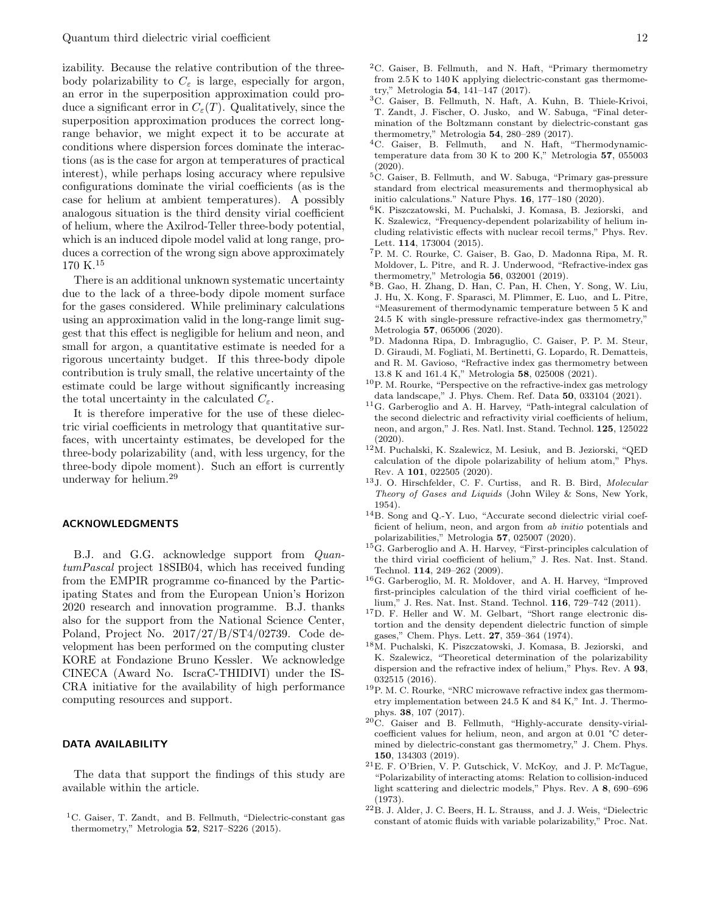izability. Because the relative contribution of the three-body polarizability to $C_\varepsilon$ is large, especially for argon, an error in the superposition approximation could produce a significant error in $C_\varepsilon(T)$. Qualitatively, since the superposition approximation produces the correct long-range behavior, we might expect it to be accurate at conditions where dispersion forces dominate the interactions (as is the case for argon at temperatures of practical interest), while perhaps losing accuracy where repulsive configurations dominate the virial coefficients (as is the case for helium at ambient temperatures). A possibly analogous situation is the third density virial coefficient of helium, where the Axilrod-Teller three-body potential, which is an induced dipole model valid at long range, produces a correction of the wrong sign above approximately 170 K.[15]

There is an additional unknown systematic uncertainty due to the lack of a three-body dipole moment surface for the gases considered. While preliminary calculations using an approximation valid in the long-range limit suggest that this effect is negligible for helium and neon, and small for argon, a quantitative estimate is needed for a rigorous uncertainty budget. If this three-body dipole contribution is truly small, the relative uncertainty of the estimate could be large without significantly increasing the total uncertainty in the calculated $C_\varepsilon$.

It is therefore imperative for the use of these dielectric virial coefficients in metrology that quantitative surfaces, with uncertainty estimates, be developed for the three-body polarizability (and, with less urgency, for the three-body dipole moment). Such an effort is currently underway for helium.[29]

## ACKNOWLEDGMENTS

B.J. and G.G. acknowledge support from *QuantumPascal* project 18SIB04, which has received funding from the EMPIR programme co-financed by the Participating States and from the European Union's Horizon 2020 research and innovation programme. B.J. thanks also for the support from the National Science Center, Poland, Project No. 2017/27/B/ST4/02739. Code development has been performed on the computing cluster KORE at Fondazione Bruno Kessler. We acknowledge CINECA (Award No. IscraC-THIDIVI) under the ISCRA initiative for the availability of high performance computing resources and support.

## DATA AVAILABILITY

The data that support the findings of this study are available within the article.

[1] C. Gaiser, T. Zandt, and B. Fellmuth, "Dielectric-constant gas thermometry," Metrologia **52**, S217–S226 (2015).

[2] C. Gaiser, B. Fellmuth, and N. Haft, "Primary thermometry from 2.5 K to 140 K applying dielectric-constant gas thermometry," Metrologia **54**, 141–147 (2017).

[3] C. Gaiser, B. Fellmuth, N. Haft, A. Kuhn, B. Thiele-Krivoi, T. Zandt, J. Fischer, O. Jusko, and W. Sabuga, "Final determination of the Boltzmann constant by dielectric-constant gas thermometry," Metrologia **54**, 280–289 (2017).

[4] C. Gaiser, B. Fellmuth, and N. Haft, "Thermodynamic-temperature data from 30 K to 200 K," Metrologia **57**, 055003 (2020).

[5] C. Gaiser, B. Fellmuth, and W. Sabuga, "Primary gas-pressure standard from electrical measurements and thermophysical ab initio calculations." Nature Phys. **16**, 177–180 (2020).

[6] K. Piszczatowski, M. Puchalski, J. Komasa, B. Jeziorski, and K. Szalewicz, "Frequency-dependent polarizability of helium including relativistic effects with nuclear recoil terms," Phys. Rev. Lett. **114**, 173004 (2015).

[7] P. M. C. Rourke, C. Gaiser, B. Gao, D. Madonna Ripa, M. R. Moldover, L. Pitre, and R. J. Underwood, "Refractive-index gas thermometry," Metrologia **56**, 032001 (2019).

[8] B. Gao, H. Zhang, D. Han, C. Pan, H. Chen, Y. Song, W. Liu, J. Hu, X. Kong, F. Sparasci, M. Plimmer, E. Luo, and L. Pitre, "Measurement of thermodynamic temperature between 5 K and 24.5 K with single-pressure refractive-index gas thermometry," Metrologia **57**, 065006 (2020).

[9] D. Madonna Ripa, D. Imbraguglio, C. Gaiser, P. P. M. Steur, D. Giraudi, M. Fogliati, M. Bertinetti, G. Lopardo, R. Dematteis, and R. M. Gavioso, "Refractive index gas thermometry between 13.8 K and 161.4 K," Metrologia **58**, 025008 (2021).

[10] P. M. Rourke, "Perspective on the refractive-index gas metrology data landscape," J. Phys. Chem. Ref. Data **50**, 033104 (2021).

[11] G. Garberoglio and A. H. Harvey, "Path-integral calculation of the second dielectric and refractivity virial coefficients of helium, neon, and argon," J. Res. Natl. Inst. Stand. Technol. **125**, 125022 (2020).

[12] M. Puchalski, K. Szalewicz, M. Lesiuk, and B. Jeziorski, "QED calculation of the dipole polarizability of helium atom," Phys. Rev. A **101**, 022505 (2020).

[13] J. O. Hirschfelder, C. F. Curtiss, and R. B. Bird, *Molecular Theory of Gases and Liquids* (John Wiley & Sons, New York, 1954).

[14] B. Song and Q.-Y. Luo, "Accurate second dielectric virial coefficient of helium, neon, and argon from *ab initio* potentials and polarizabilities," Metrologia **57**, 025007 (2020).

[15] G. Garberoglio and A. H. Harvey, "First-principles calculation of the third virial coefficient of helium," J. Res. Nat. Inst. Stand. Technol. **114**, 249–262 (2009).

[16] G. Garberoglio, M. R. Moldover, and A. H. Harvey, "Improved first-principles calculation of the third virial coefficient of helium," J. Res. Nat. Inst. Stand. Technol. **116**, 729–742 (2011).

[17] D. F. Heller and W. M. Gelbart, "Short range electronic distortion and the density dependent dielectric function of simple gases," Chem. Phys. Lett. **27**, 359–364 (1974).

[18] M. Puchalski, K. Piszczatowski, J. Komasa, B. Jeziorski, and K. Szalewicz, "Theoretical determination of the polarizability dispersion and the refractive index of helium," Phys. Rev. A **93**, 032515 (2016).

[19] P. M. C. Rourke, "NRC microwave refractive index gas thermometry implementation between 24.5 K and 84 K," Int. J. Thermophys. **38**, 107 (2017).

[20] C. Gaiser and B. Fellmuth, "Highly-accurate density-virial-coefficient values for helium, neon, and argon at 0.01 °C determined by dielectric-constant gas thermometry," J. Chem. Phys. **150**, 134303 (2019).

[21] E. F. O'Brien, V. P. Gutschick, V. McKoy, and J. P. McTague, "Polarizability of interacting atoms: Relation to collision-induced light scattering and dielectric models," Phys. Rev. A **8**, 690–696 (1973).

[22] B. J. Alder, J. C. Beers, H. L. Strauss, and J. J. Weis, "Dielectric constant of atomic fluids with variable polarizability," Proc. Nat.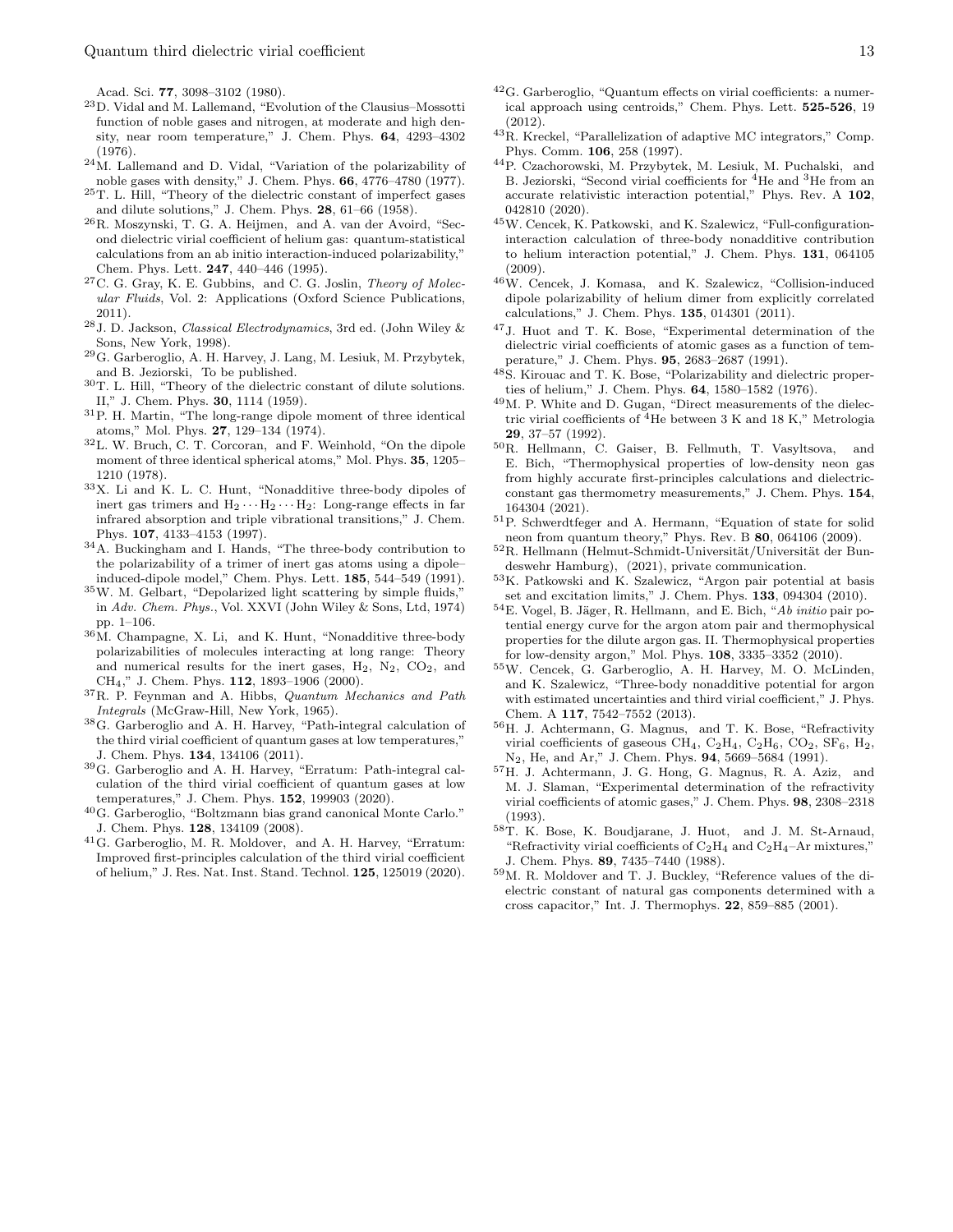Acad. Sci. **77**, 3098–3102 (1980).

[23] D. Vidal and M. Lallemand, "Evolution of the Clausius–Mossotti function of noble gases and nitrogen, at moderate and high density, near room temperature," J. Chem. Phys. **64**, 4293–4302 (1976).

[24] M. Lallemand and D. Vidal, "Variation of the polarizability of noble gases with density," J. Chem. Phys. **66**, 4776–4780 (1977).

[25] T. L. Hill, "Theory of the dielectric constant of imperfect gases and dilute solutions," J. Chem. Phys. **28**, 61–66 (1958).

[26] R. Moszynski, T. G. A. Heijmen, and A. van der Avoird, "Second dielectric virial coefficient of helium gas: quantum-statistical calculations from an ab initio interaction-induced polarizability," Chem. Phys. Lett. **247**, 440–446 (1995).

[27] C. G. Gray, K. E. Gubbins, and C. G. Joslin, *Theory of Molecular Fluids*, Vol. 2: Applications (Oxford Science Publications, 2011).

[28] J. D. Jackson, *Classical Electrodynamics*, 3rd ed. (John Wiley & Sons, New York, 1998).

[29] G. Garberoglio, A. H. Harvey, J. Lang, M. Lesiuk, M. Przybytek, and B. Jeziorski, To be published.

[30] T. L. Hill, "Theory of the dielectric constant of dilute solutions. II," J. Chem. Phys. **30**, 1114 (1959).

[31] P. H. Martin, "The long-range dipole moment of three identical atoms," Mol. Phys. **27**, 129–134 (1974).

[32] L. W. Bruch, C. T. Corcoran, and F. Weinhold, "On the dipole moment of three identical spherical atoms," Mol. Phys. **35**, 1205–1210 (1978).

[33] X. Li and K. L. C. Hunt, "Nonadditive three-body dipoles of inert gas trimers and $H_2 \cdots H_2 \cdots H_2$: Long-range effects in far infrared absorption and triple vibrational transitions," J. Chem. Phys. **107**, 4133–4153 (1997).

[34] A. Buckingham and I. Hands, "The three-body contribution to the polarizability of a trimer of inert gas atoms using a dipole–induced-dipole model," Chem. Phys. Lett. **185**, 544–549 (1991).

[35] W. M. Gelbart, "Depolarized light scattering by simple fluids," in *Adv. Chem. Phys.*, Vol. XXVI (John Wiley & Sons, Ltd, 1974) pp. 1–106.

[36] M. Champagne, X. Li, and K. Hunt, "Nonadditive three-body polarizabilities of molecules interacting at long range: Theory and numerical results for the inert gases, $H_2$, $N_2$, $CO_2$, and $CH_4$," J. Chem. Phys. **112**, 1893–1906 (2000).

[37] R. P. Feynman and A. Hibbs, *Quantum Mechanics and Path Integrals* (McGraw-Hill, New York, 1965).

[38] G. Garberoglio and A. H. Harvey, "Path-integral calculation of the third virial coefficient of quantum gases at low temperatures," J. Chem. Phys. **134**, 134106 (2011).

[39] G. Garberoglio and A. H. Harvey, "Erratum: Path-integral calculation of the third virial coefficient of quantum gases at low temperatures," J. Chem. Phys. **152**, 199903 (2020).

[40] G. Garberoglio, "Boltzmann bias grand canonical Monte Carlo." J. Chem. Phys. **128**, 134109 (2008).

[41] G. Garberoglio, M. R. Moldover, and A. H. Harvey, "Erratum: Improved first-principles calculation of the third virial coefficient of helium," J. Res. Nat. Inst. Stand. Technol. **125**, 125019 (2020).

[42] G. Garberoglio, "Quantum effects on virial coefficients: a numerical approach using centroids," Chem. Phys. Lett. **525-526**, 19 (2012).

[43] R. Kreckel, "Parallelization of adaptive MC integrators," Comp. Phys. Comm. **106**, 258 (1997).

[44] P. Czachorowski, M. Przybytek, M. Lesiuk, M. Puchalski, and B. Jeziorski, "Second virial coefficients for $^4$He and $^3$He from an accurate relativistic interaction potential," Phys. Rev. A **102**, 042810 (2020).

[45] W. Cencek, K. Patkowski, and K. Szalewicz, "Full-configuration-interaction calculation of three-body nonadditive contribution to helium interaction potential," J. Chem. Phys. **131**, 064105 (2009).

[46] W. Cencek, J. Komasa, and K. Szalewicz, "Collision-induced dipole polarizability of helium dimer from explicitly correlated calculations," J. Chem. Phys. **135**, 014301 (2011).

[47] J. Huot and T. K. Bose, "Experimental determination of the dielectric virial coefficients of atomic gases as a function of temperature," J. Chem. Phys. **95**, 2683–2687 (1991).

[48] S. Kirouac and T. K. Bose, "Polarizability and dielectric properties of helium," J. Chem. Phys. **64**, 1580–1582 (1976).

[49] M. P. White and D. Gugan, "Direct measurements of the dielectric virial coefficients of $^4$He between 3 K and 18 K," Metrologia **29**, 37–57 (1992).

[50] R. Hellmann, C. Gaiser, B. Fellmuth, T. Vasyltsova, and E. Bich, "Thermophysical properties of low-density neon gas from highly accurate first-principles calculations and dielectric-constant gas thermometry measurements," J. Chem. Phys. **154**, 164304 (2021).

[51] P. Schwerdtfeger and A. Hermann, "Equation of state for solid neon from quantum theory," Phys. Rev. B **80**, 064106 (2009).

[52] R. Hellmann (Helmut-Schmidt-Universität/Universität der Bundeswehr Hamburg), (2021), private communication.

[53] K. Patkowski and K. Szalewicz, "Argon pair potential at basis set and excitation limits," J. Chem. Phys. **133**, 094304 (2010).

[54] E. Vogel, B. Jäger, R. Hellmann, and E. Bich, "*Ab initio* pair potential energy curve for the argon atom pair and thermophysical properties for the dilute argon gas. II. Thermophysical properties for low-density argon," Mol. Phys. **108**, 3335–3352 (2010).

[55] W. Cencek, G. Garberoglio, A. H. Harvey, M. O. McLinden, and K. Szalewicz, "Three-body nonadditive potential for argon with estimated uncertainties and third virial coefficient," J. Phys. Chem. A **117**, 7542–7552 (2013).

[56] H. J. Achtermann, G. Magnus, and T. K. Bose, "Refractivity virial coefficients of gaseous $CH_4$, $C_2H_4$, $C_2H_6$, $CO_2$, $SF_6$, $H_2$, $N_2$, He, and Ar," J. Chem. Phys. **94**, 5669–5684 (1991).

[57] H. J. Achtermann, J. G. Hong, G. Magnus, R. A. Aziz, and M. J. Slaman, "Experimental determination of the refractivity virial coefficients of atomic gases," J. Chem. Phys. **98**, 2308–2318 (1993).

[58] T. K. Bose, K. Boudjarane, J. Huot, and J. M. St-Arnaud, "Refractivity virial coefficients of $C_2H_4$ and $C_2H_4$–Ar mixtures," J. Chem. Phys. **89**, 7435–7440 (1988).

[59] M. R. Moldover and T. J. Buckley, "Reference values of the dielectric constant of natural gas components determined with a cross capacitor," Int. J. Thermophys. **22**, 859–885 (2001).